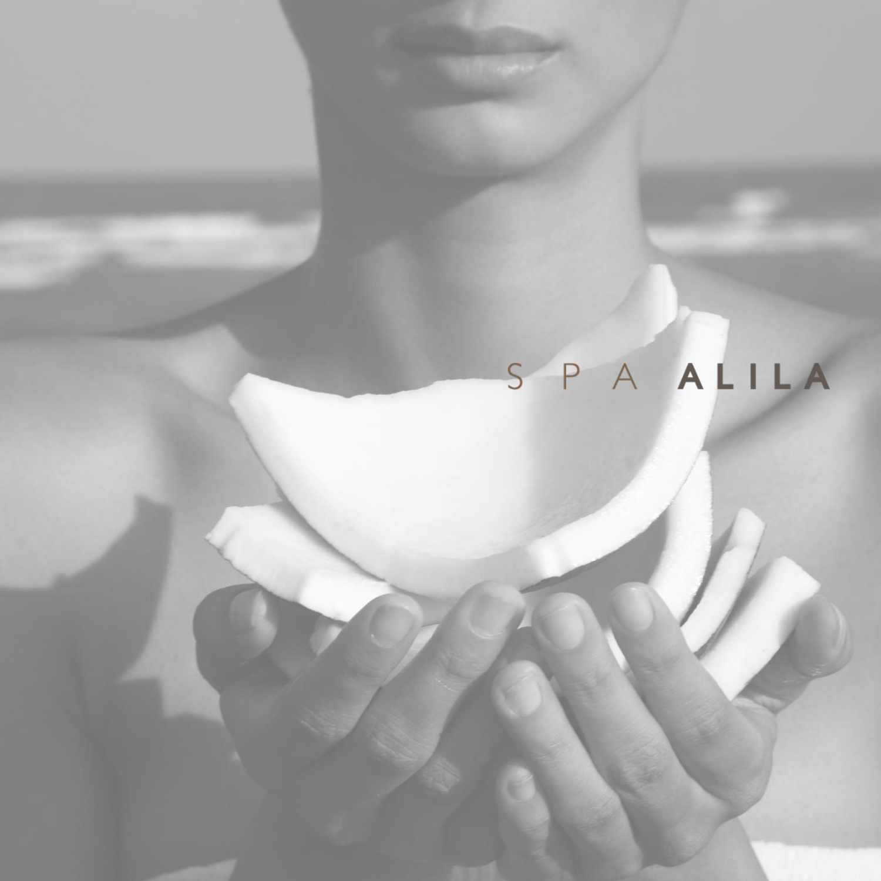# SPA ALILA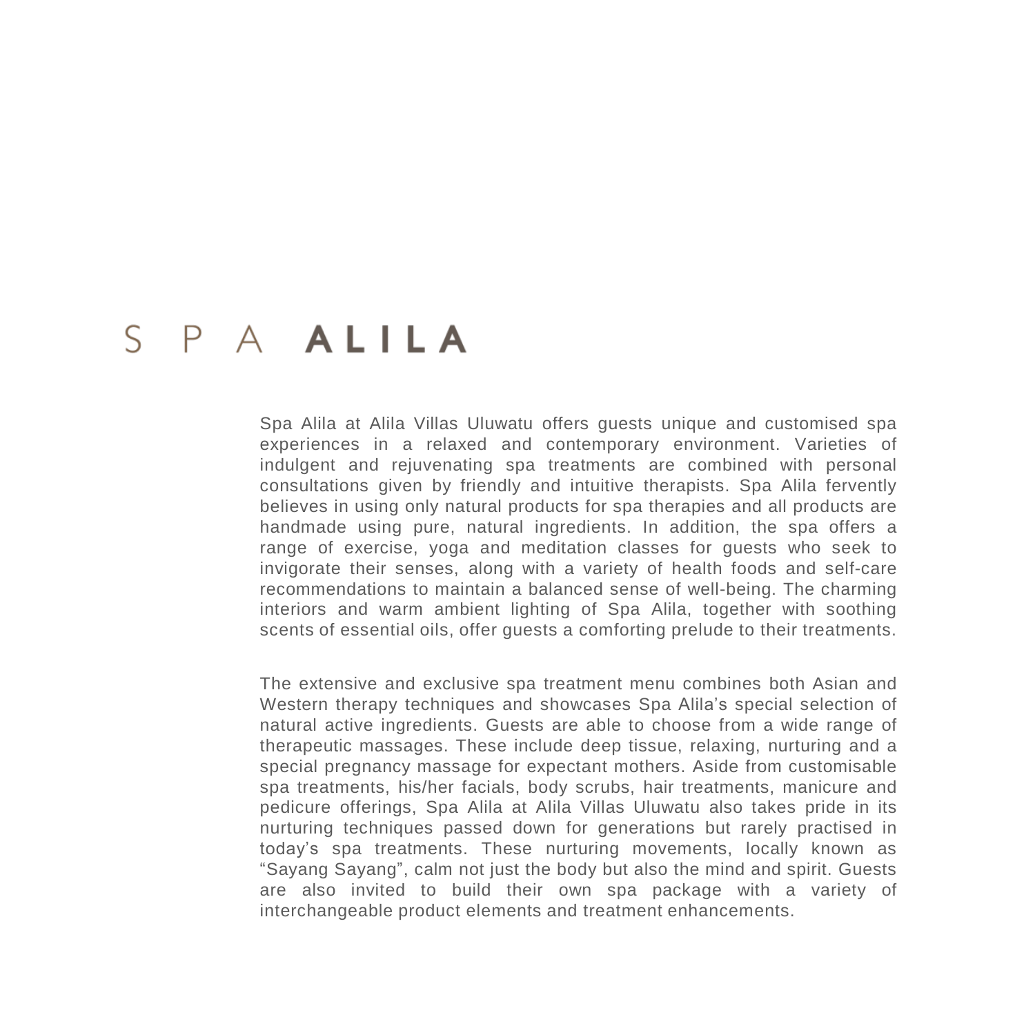# SPA ALILA

Spa Alila at Alila Villas Uluwatu offers guests unique and customised spa experiences in a relaxed and contemporary environment. Varieties of indulgent and rejuvenating spa treatments are combined with personal consultations given by friendly and intuitive therapists. Spa Alila fervently believes in using only natural products for spa therapies and all products are handmade using pure, natural ingredients. In addition, the spa offers a range of exercise, yoga and meditation classes for guests who seek to invigorate their senses, along with a variety of health foods and self-care recommendations to maintain a balanced sense of well-being. The charming interiors and warm ambient lighting of Spa Alila, together with soothing scents of essential oils, offer guests a comforting prelude to their treatments.

The extensive and exclusive spa treatment menu combines both Asian and Western therapy techniques and showcases Spa Alila's special selection of natural active ingredients. Guests are able to choose from a wide range of therapeutic massages. These include deep tissue, relaxing, nurturing and a special pregnancy massage for expectant mothers. Aside from customisable spa treatments, his/her facials, body scrubs, hair treatments, manicure and pedicure offerings, Spa Alila at Alila Villas Uluwatu also takes pride in its nurturing techniques passed down for generations but rarely practised in today's spa treatments. These nurturing movements, locally known as "Sayang Sayang", calm not just the body but also the mind and spirit. Guests are also invited to build their own spa package with a variety of interchangeable product elements and treatment enhancements.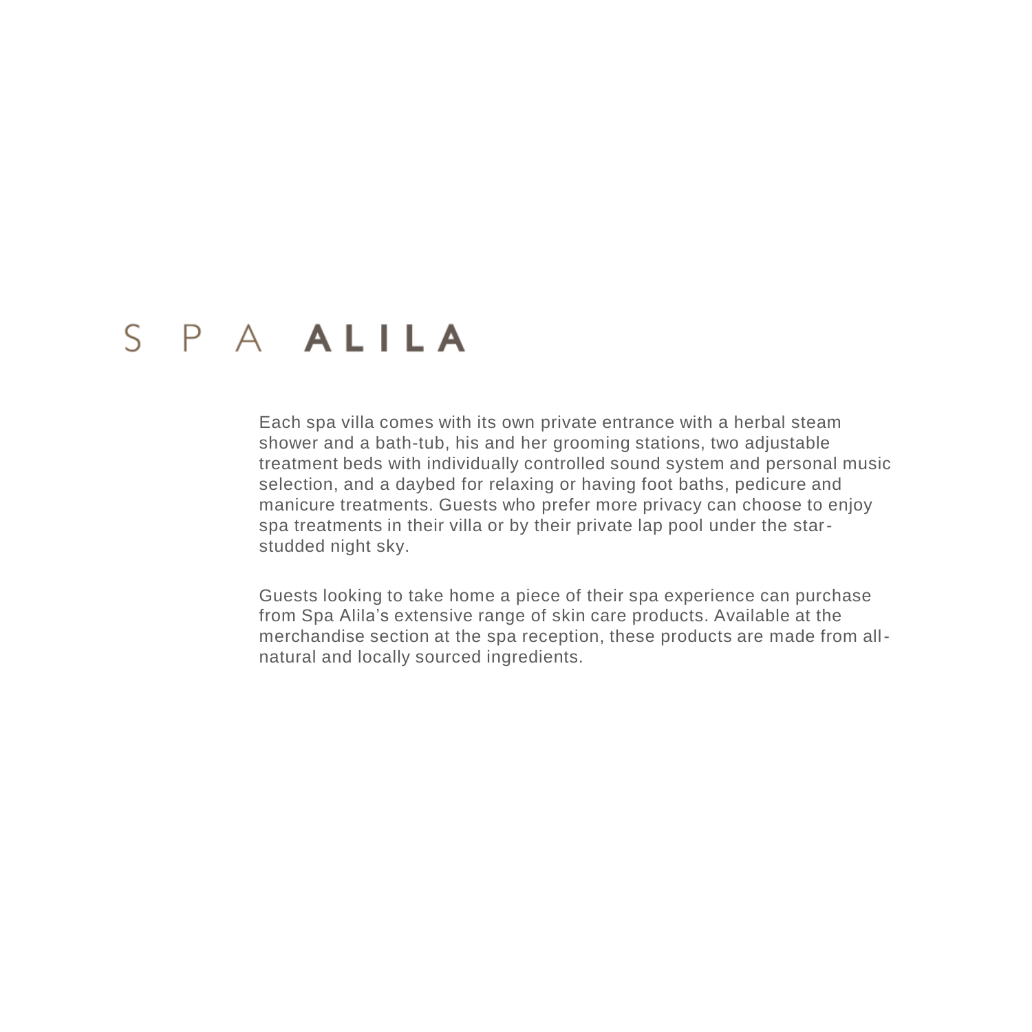# SPA ALILA

Each spa villa comes with its own private entrance with a herbal steam shower and a bath-tub, his and her grooming stations, two adjustable treatment beds with individually controlled sound system and personal music selection, and a daybed for relaxing or having foot baths, pedicure and manicure treatments. Guests who prefer more privacy can choose to enjoy spa treatments in their villa or by their private lap pool under the star-studded night sky.

Guests looking to take home a piece of their spa experience can purchase from Spa Alila's extensive range of skin care products. Available at the merchandise section at the spa reception, these products are made from all-natural and locally sourced ingredients.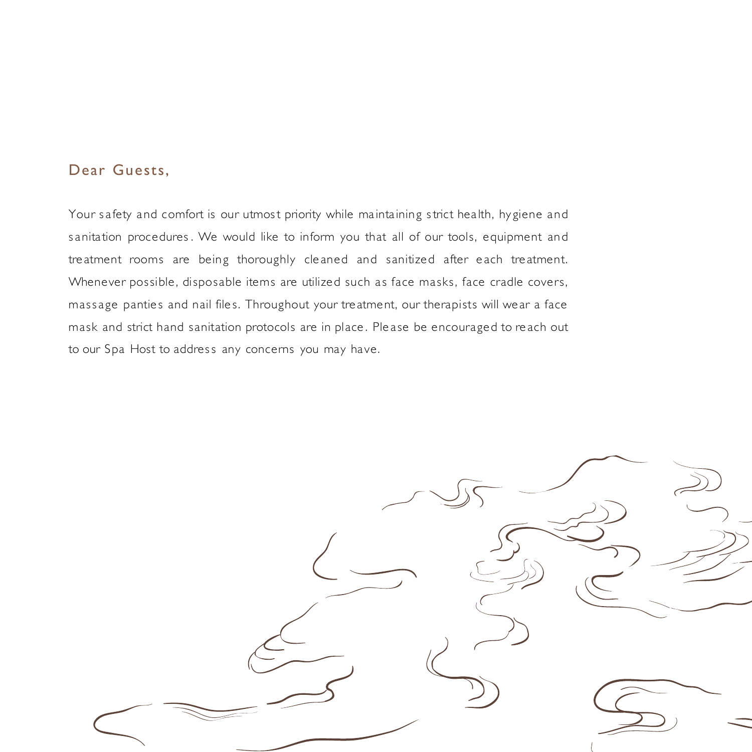Dear Guests,

Your safety and comfort is our utmost priority while maintaining strict health, hygiene and sanitation procedures. We would like to inform you that all of our tools, equipment and treatment rooms are being thoroughly cleaned and sanitized after each treatment. Whenever possible, disposable items are utilized such as face masks, face cradle covers, massage panties and nail files. Throughout your treatment, our therapists will wear a face mask and strict hand sanitation protocols are in place. Please be encouraged to reach out to our Spa Host to address any concerns you may have.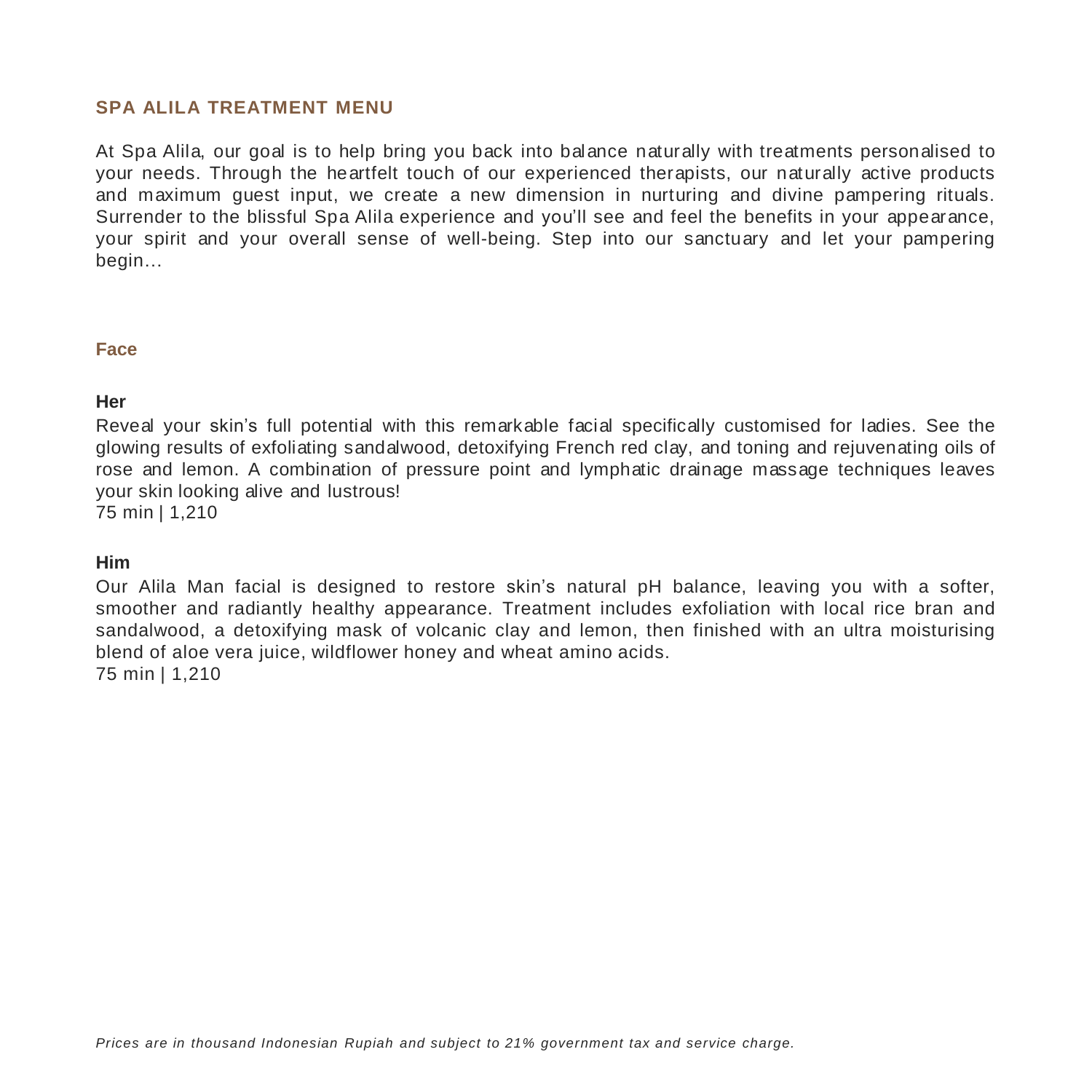# SPA ALILA TREATMENT MENU

At Spa Alila, our goal is to help bring you back into balance naturally with treatments personalised to your needs. Through the heartfelt touch of our experienced therapists, our naturally active products and maximum guest input, we create a new dimension in nurturing and divine pampering rituals. Surrender to the blissful Spa Alila experience and you'll see and feel the benefits in your appearance, your spirit and your overall sense of well-being. Step into our sanctuary and let your pampering begin…

## Face

### Her

Reveal your skin's full potential with this remarkable facial specifically customised for ladies. See the glowing results of exfoliating sandalwood, detoxifying French red clay, and toning and rejuvenating oils of rose and lemon. A combination of pressure point and lymphatic drainage massage techniques leaves your skin looking alive and lustrous!
75 min | 1,210

### Him

Our Alila Man facial is designed to restore skin's natural pH balance, leaving you with a softer, smoother and radiantly healthy appearance. Treatment includes exfoliation with local rice bran and sandalwood, a detoxifying mask of volcanic clay and lemon, then finished with an ultra moisturising blend of aloe vera juice, wildflower honey and wheat amino acids.
75 min | 1,210

*Prices are in thousand Indonesian Rupiah and subject to 21% government tax and service charge.*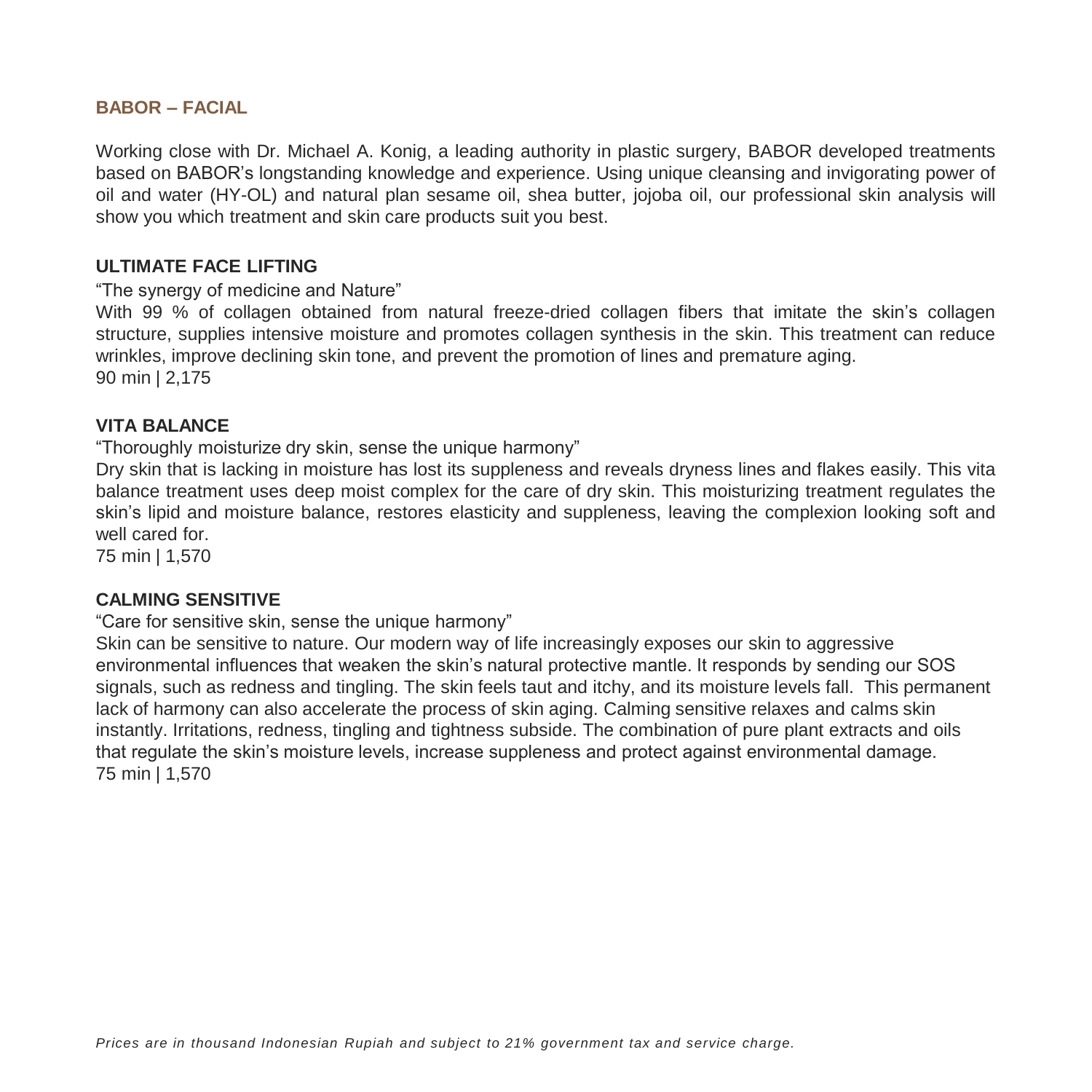## BABOR – FACIAL

Working close with Dr. Michael A. Konig, a leading authority in plastic surgery, BABOR developed treatments based on BABOR's longstanding knowledge and experience. Using unique cleansing and invigorating power of oil and water (HY-OL) and natural plan sesame oil, shea butter, jojoba oil, our professional skin analysis will show you which treatment and skin care products suit you best.

### ULTIMATE FACE LIFTING

"The synergy of medicine and Nature"

With 99 % of collagen obtained from natural freeze-dried collagen fibers that imitate the skin's collagen structure, supplies intensive moisture and promotes collagen synthesis in the skin. This treatment can reduce wrinkles, improve declining skin tone, and prevent the promotion of lines and premature aging.

90 min | 2,175

### VITA BALANCE

"Thoroughly moisturize dry skin, sense the unique harmony"

Dry skin that is lacking in moisture has lost its suppleness and reveals dryness lines and flakes easily. This vita balance treatment uses deep moist complex for the care of dry skin. This moisturizing treatment regulates the skin's lipid and moisture balance, restores elasticity and suppleness, leaving the complexion looking soft and well cared for.

75 min | 1,570

### CALMING SENSITIVE

"Care for sensitive skin, sense the unique harmony"

Skin can be sensitive to nature. Our modern way of life increasingly exposes our skin to aggressive environmental influences that weaken the skin's natural protective mantle. It responds by sending our SOS signals, such as redness and tingling. The skin feels taut and itchy, and its moisture levels fall. This permanent lack of harmony can also accelerate the process of skin aging. Calming sensitive relaxes and calms skin instantly. Irritations, redness, tingling and tightness subside. The combination of pure plant extracts and oils that regulate the skin's moisture levels, increase suppleness and protect against environmental damage.

75 min | 1,570

*Prices are in thousand Indonesian Rupiah and subject to 21% government tax and service charge.*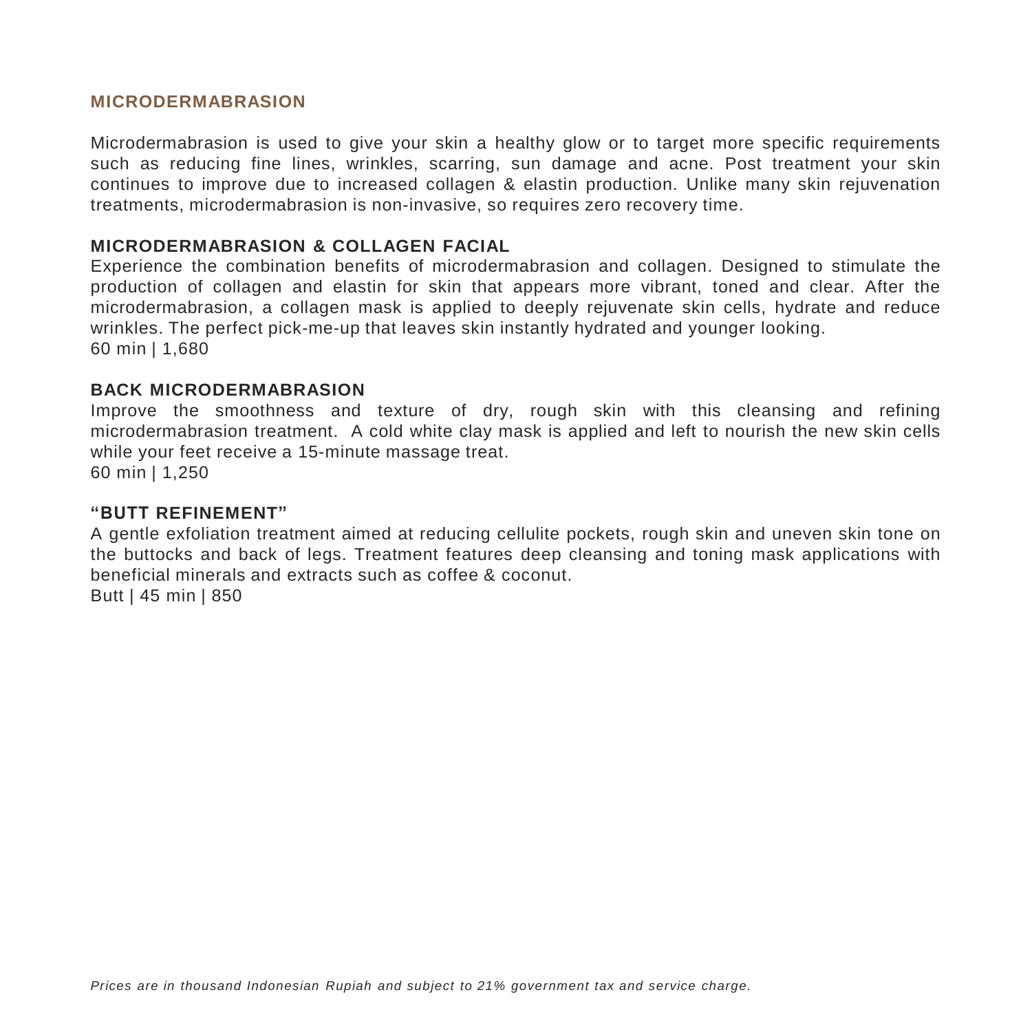## MICRODERMABRASION

Microdermabrasion is used to give your skin a healthy glow or to target more specific requirements such as reducing fine lines, wrinkles, scarring, sun damage and acne. Post treatment your skin continues to improve due to increased collagen & elastin production. Unlike many skin rejuvenation treatments, microdermabrasion is non-invasive, so requires zero recovery time.

### MICRODERMABRASION & COLLAGEN FACIAL

Experience the combination benefits of microdermabrasion and collagen. Designed to stimulate the production of collagen and elastin for skin that appears more vibrant, toned and clear. After the microdermabrasion, a collagen mask is applied to deeply rejuvenate skin cells, hydrate and reduce wrinkles. The perfect pick-me-up that leaves skin instantly hydrated and younger looking.
60 min | 1,680

### BACK MICRODERMABRASION

Improve the smoothness and texture of dry, rough skin with this cleansing and refining microdermabrasion treatment. A cold white clay mask is applied and left to nourish the new skin cells while your feet receive a 15-minute massage treat.
60 min | 1,250

### "BUTT REFINEMENT"

A gentle exfoliation treatment aimed at reducing cellulite pockets, rough skin and uneven skin tone on the buttocks and back of legs. Treatment features deep cleansing and toning mask applications with beneficial minerals and extracts such as coffee & coconut.
Butt | 45 min | 850

*Prices are in thousand Indonesian Rupiah and subject to 21% government tax and service charge.*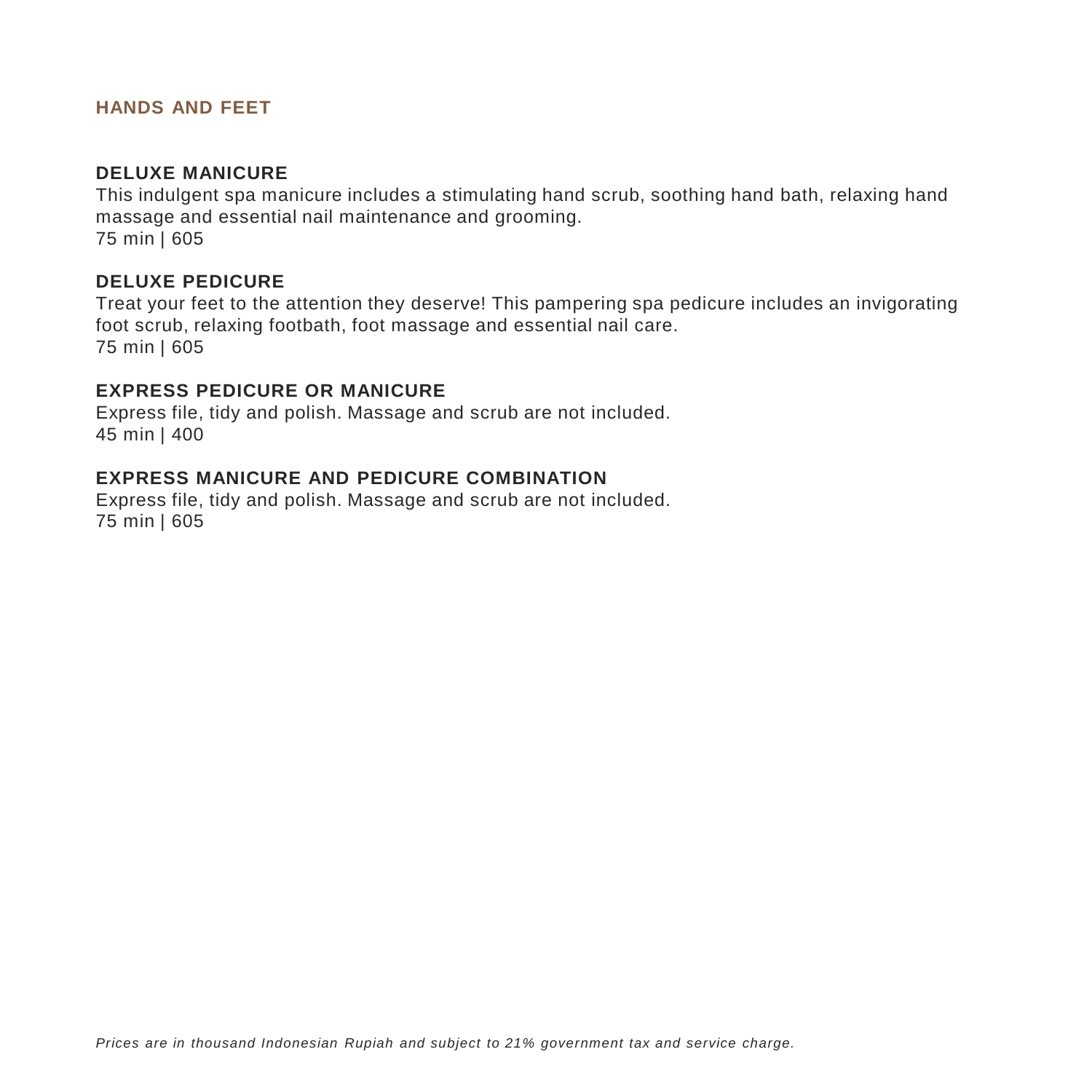## HANDS AND FEET

### DELUXE MANICURE

This indulgent spa manicure includes a stimulating hand scrub, soothing hand bath, relaxing hand massage and essential nail maintenance and grooming.
75 min | 605

### DELUXE PEDICURE

Treat your feet to the attention they deserve! This pampering spa pedicure includes an invigorating foot scrub, relaxing footbath, foot massage and essential nail care.
75 min | 605

### EXPRESS PEDICURE OR MANICURE

Express file, tidy and polish. Massage and scrub are not included.
45 min | 400

### EXPRESS MANICURE AND PEDICURE COMBINATION

Express file, tidy and polish. Massage and scrub are not included.
75 min | 605

*Prices are in thousand Indonesian Rupiah and subject to 21% government tax and service charge.*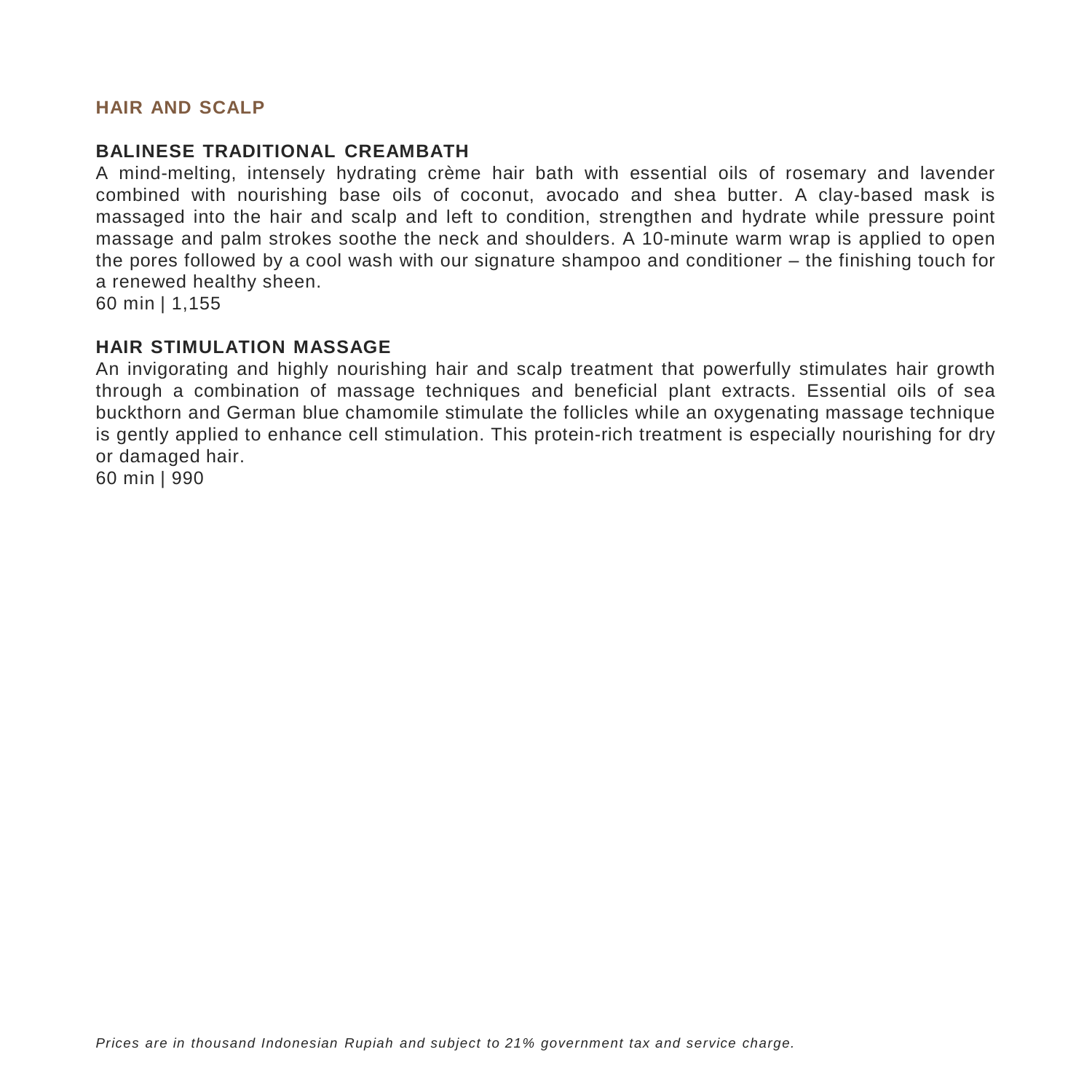## HAIR AND SCALP

### BALINESE TRADITIONAL CREAMBATH

A mind-melting, intensely hydrating crème hair bath with essential oils of rosemary and lavender combined with nourishing base oils of coconut, avocado and shea butter. A clay-based mask is massaged into the hair and scalp and left to condition, strengthen and hydrate while pressure point massage and palm strokes soothe the neck and shoulders. A 10-minute warm wrap is applied to open the pores followed by a cool wash with our signature shampoo and conditioner – the finishing touch for a renewed healthy sheen.
60 min | 1,155

### HAIR STIMULATION MASSAGE

An invigorating and highly nourishing hair and scalp treatment that powerfully stimulates hair growth through a combination of massage techniques and beneficial plant extracts. Essential oils of sea buckthorn and German blue chamomile stimulate the follicles while an oxygenating massage technique is gently applied to enhance cell stimulation. This protein-rich treatment is especially nourishing for dry or damaged hair.
60 min | 990

*Prices are in thousand Indonesian Rupiah and subject to 21% government tax and service charge.*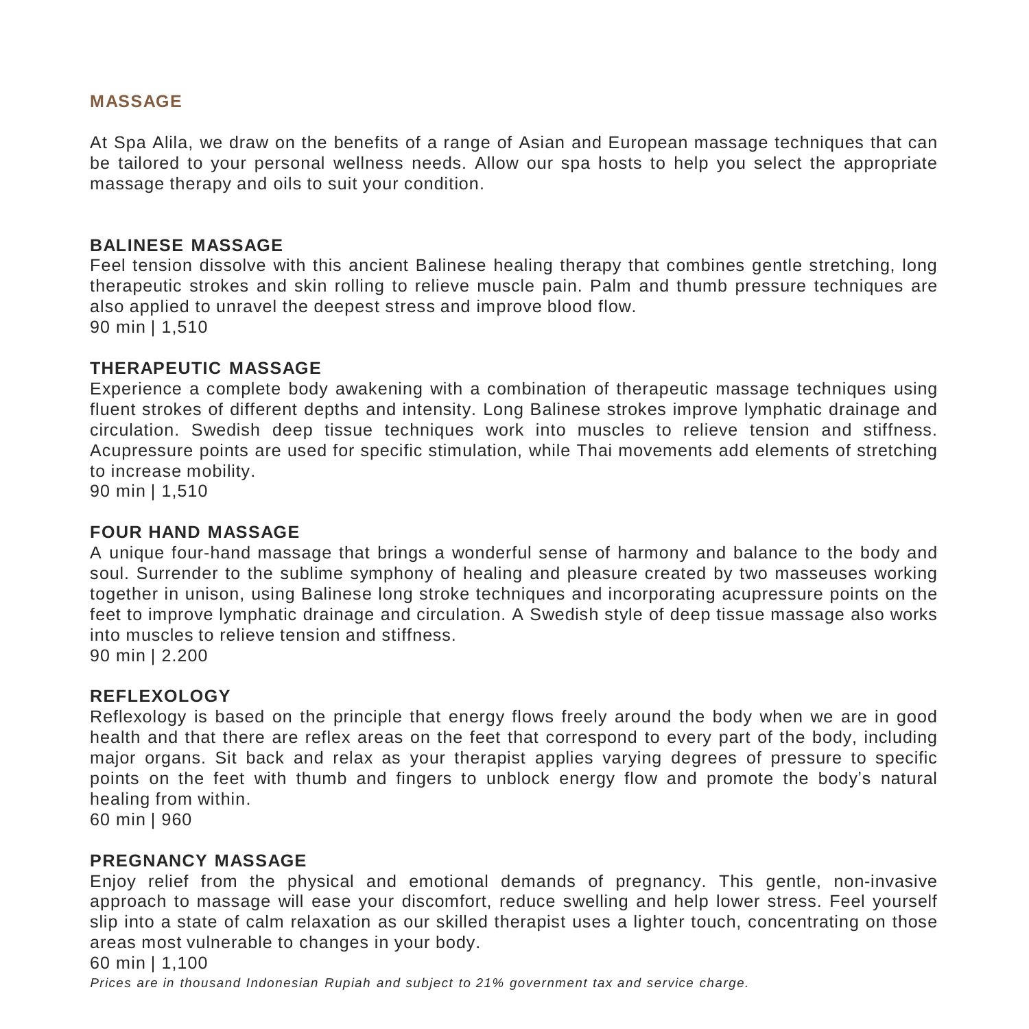## MASSAGE

At Spa Alila, we draw on the benefits of a range of Asian and European massage techniques that can be tailored to your personal wellness needs. Allow our spa hosts to help you select the appropriate massage therapy and oils to suit your condition.

### BALINESE MASSAGE

Feel tension dissolve with this ancient Balinese healing therapy that combines gentle stretching, long therapeutic strokes and skin rolling to relieve muscle pain. Palm and thumb pressure techniques are also applied to unravel the deepest stress and improve blood flow.
90 min | 1,510

### THERAPEUTIC MASSAGE

Experience a complete body awakening with a combination of therapeutic massage techniques using fluent strokes of different depths and intensity. Long Balinese strokes improve lymphatic drainage and circulation. Swedish deep tissue techniques work into muscles to relieve tension and stiffness. Acupressure points are used for specific stimulation, while Thai movements add elements of stretching to increase mobility.
90 min | 1,510

### FOUR HAND MASSAGE

A unique four-hand massage that brings a wonderful sense of harmony and balance to the body and soul. Surrender to the sublime symphony of healing and pleasure created by two masseuses working together in unison, using Balinese long stroke techniques and incorporating acupressure points on the feet to improve lymphatic drainage and circulation. A Swedish style of deep tissue massage also works into muscles to relieve tension and stiffness.
90 min | 2.200

### REFLEXOLOGY

Reflexology is based on the principle that energy flows freely around the body when we are in good health and that there are reflex areas on the feet that correspond to every part of the body, including major organs. Sit back and relax as your therapist applies varying degrees of pressure to specific points on the feet with thumb and fingers to unblock energy flow and promote the body's natural healing from within.
60 min | 960

### PREGNANCY MASSAGE

Enjoy relief from the physical and emotional demands of pregnancy. This gentle, non-invasive approach to massage will ease your discomfort, reduce swelling and help lower stress. Feel yourself slip into a state of calm relaxation as our skilled therapist uses a lighter touch, concentrating on those areas most vulnerable to changes in your body.
60 min | 1,100

*Prices are in thousand Indonesian Rupiah and subject to 21% government tax and service charge.*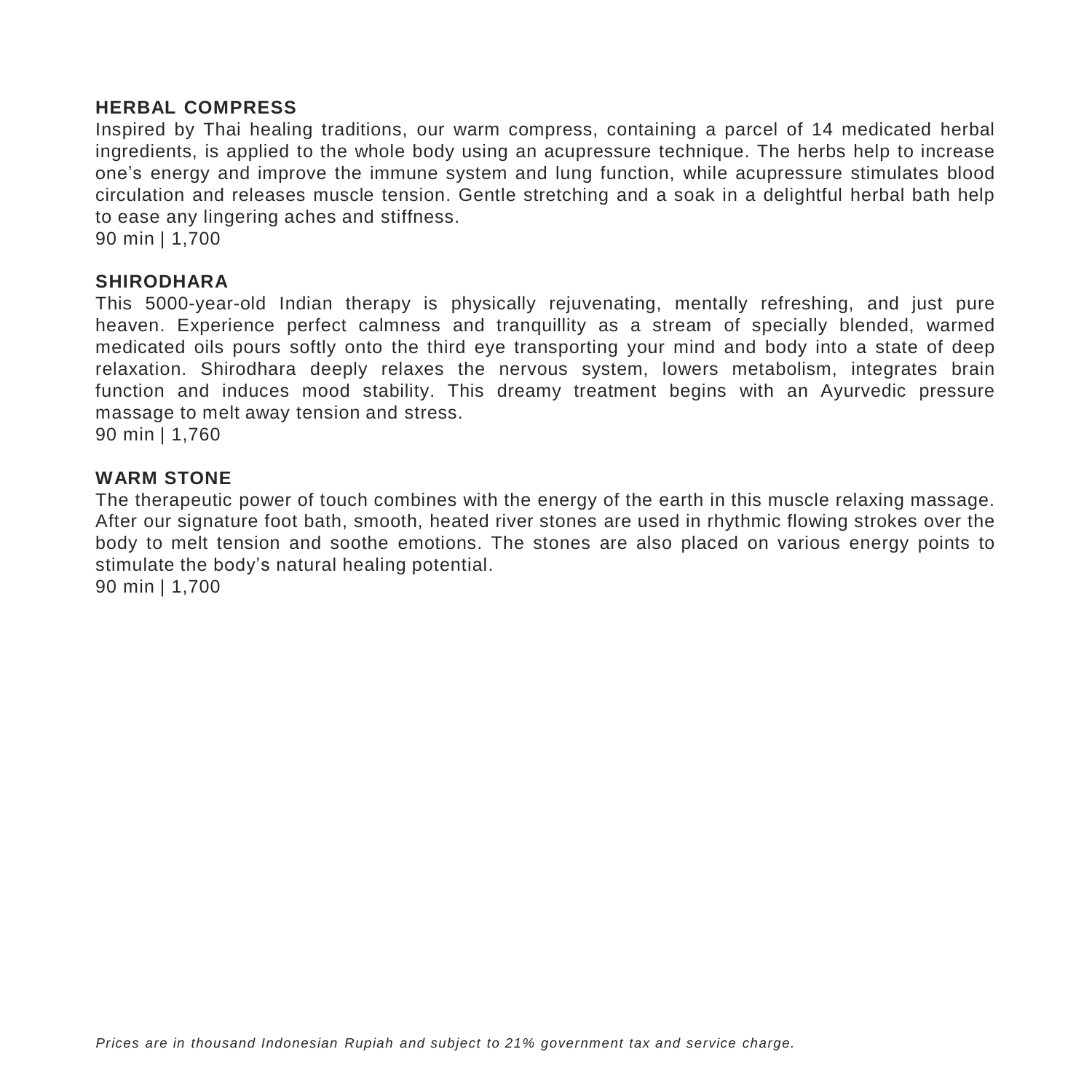**HERBAL COMPRESS**

Inspired by Thai healing traditions, our warm compress, containing a parcel of 14 medicated herbal ingredients, is applied to the whole body using an acupressure technique. The herbs help to increase one’s energy and improve the immune system and lung function, while acupressure stimulates blood circulation and releases muscle tension. Gentle stretching and a soak in a delightful herbal bath help to ease any lingering aches and stiffness.
90 min | 1,700

**SHIRODHARA**

This 5000-year-old Indian therapy is physically rejuvenating, mentally refreshing, and just pure heaven. Experience perfect calmness and tranquillity as a stream of specially blended, warmed medicated oils pours softly onto the third eye transporting your mind and body into a state of deep relaxation. Shirodhara deeply relaxes the nervous system, lowers metabolism, integrates brain function and induces mood stability. This dreamy treatment begins with an Ayurvedic pressure massage to melt away tension and stress.
90 min | 1,760

**WARM STONE**

The therapeutic power of touch combines with the energy of the earth in this muscle relaxing massage. After our signature foot bath, smooth, heated river stones are used in rhythmic flowing strokes over the body to melt tension and soothe emotions. The stones are also placed on various energy points to stimulate the body’s natural healing potential.
90 min | 1,700

*Prices are in thousand Indonesian Rupiah and subject to 21% government tax and service charge.*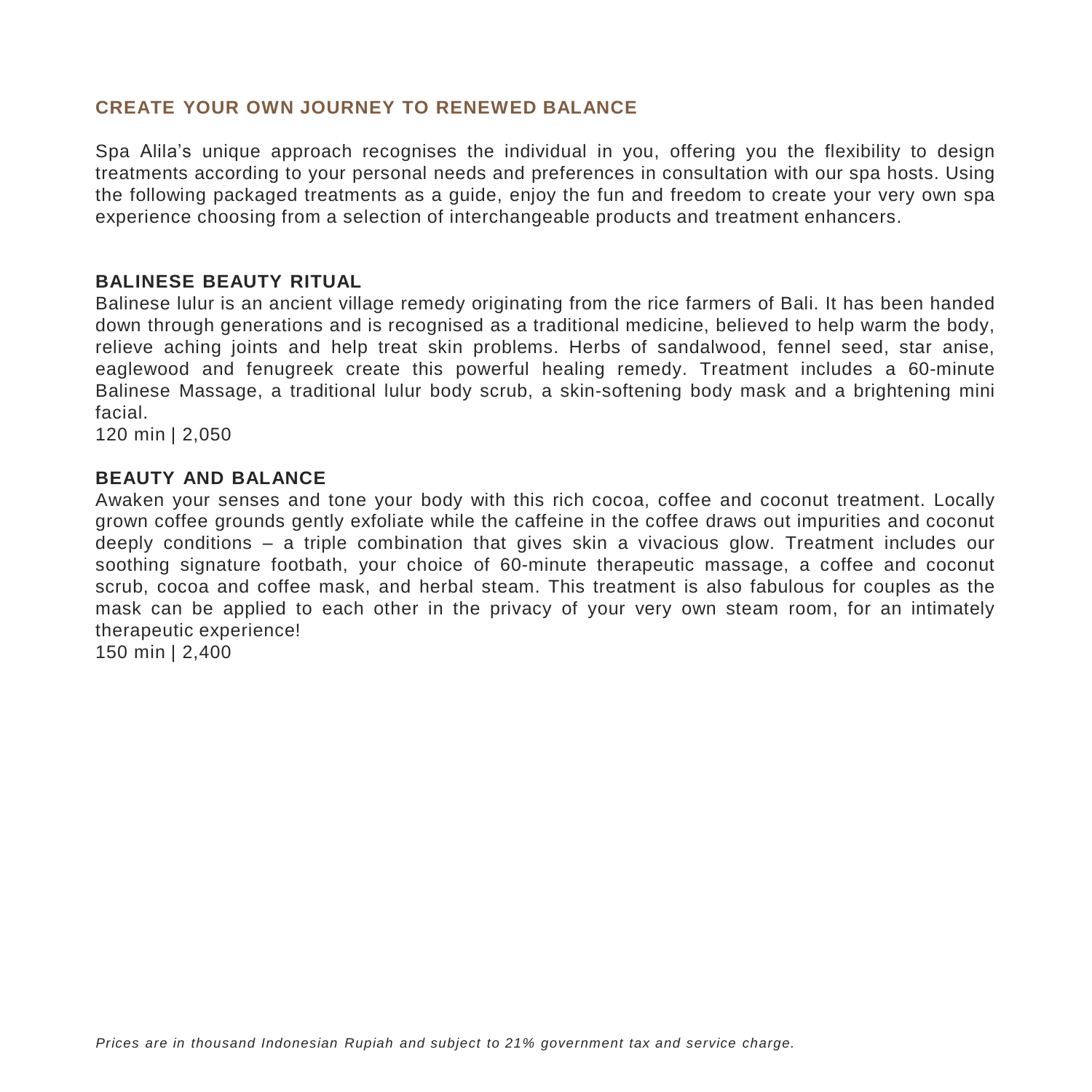## CREATE YOUR OWN JOURNEY TO RENEWED BALANCE

Spa Alila's unique approach recognises the individual in you, offering you the flexibility to design treatments according to your personal needs and preferences in consultation with our spa hosts. Using the following packaged treatments as a guide, enjoy the fun and freedom to create your very own spa experience choosing from a selection of interchangeable products and treatment enhancers.

### BALINESE BEAUTY RITUAL

Balinese lulur is an ancient village remedy originating from the rice farmers of Bali. It has been handed down through generations and is recognised as a traditional medicine, believed to help warm the body, relieve aching joints and help treat skin problems. Herbs of sandalwood, fennel seed, star anise, eaglewood and fenugreek create this powerful healing remedy. Treatment includes a 60-minute Balinese Massage, a traditional lulur body scrub, a skin-softening body mask and a brightening mini facial.

120 min | 2,050

### BEAUTY AND BALANCE

Awaken your senses and tone your body with this rich cocoa, coffee and coconut treatment. Locally grown coffee grounds gently exfoliate while the caffeine in the coffee draws out impurities and coconut deeply conditions – a triple combination that gives skin a vivacious glow. Treatment includes our soothing signature footbath, your choice of 60-minute therapeutic massage, a coffee and coconut scrub, cocoa and coffee mask, and herbal steam. This treatment is also fabulous for couples as the mask can be applied to each other in the privacy of your very own steam room, for an intimately therapeutic experience!

150 min | 2,400

*Prices are in thousand Indonesian Rupiah and subject to 21% government tax and service charge.*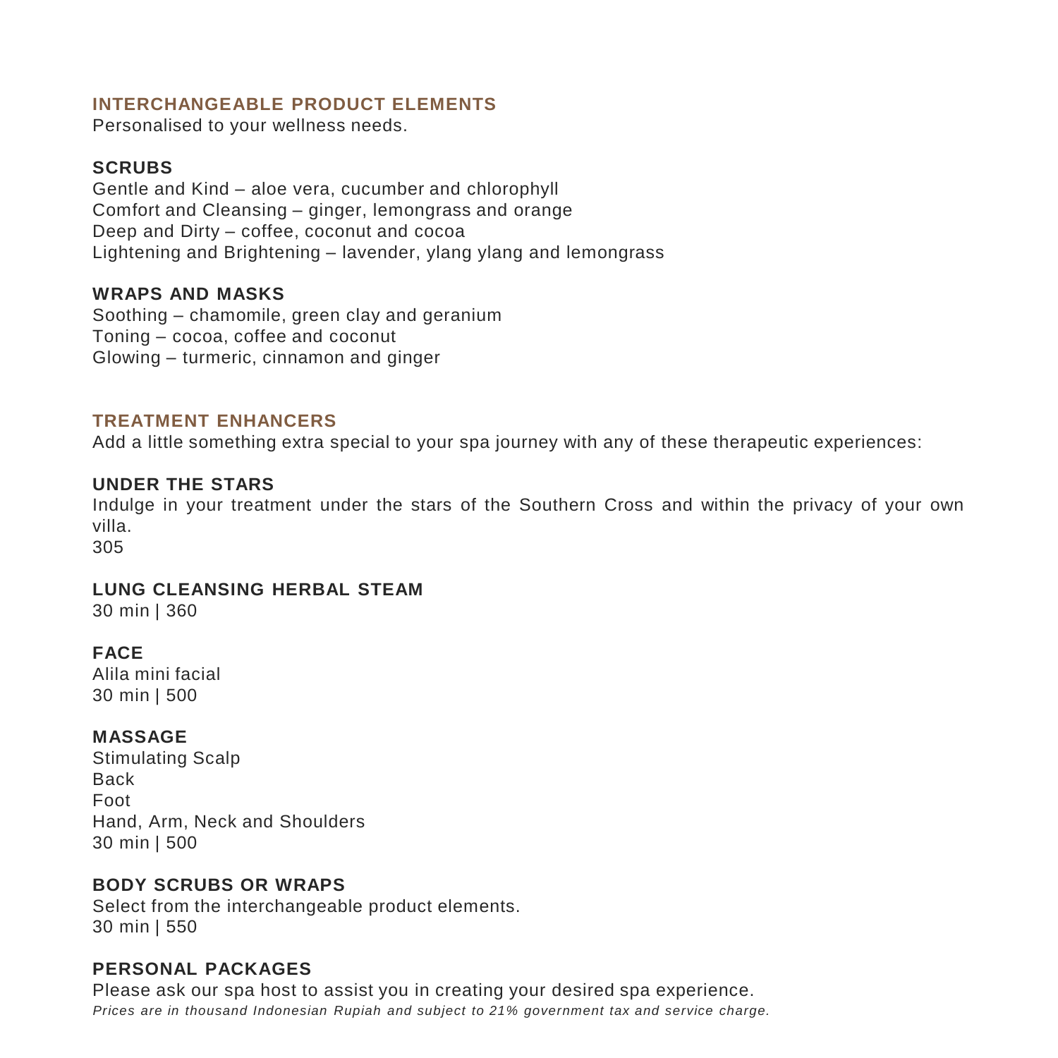## INTERCHANGEABLE PRODUCT ELEMENTS

Personalised to your wellness needs.

### SCRUBS

Gentle and Kind – aloe vera, cucumber and chlorophyll
Comfort and Cleansing – ginger, lemongrass and orange
Deep and Dirty – coffee, coconut and cocoa
Lightening and Brightening – lavender, ylang ylang and lemongrass

### WRAPS AND MASKS

Soothing – chamomile, green clay and geranium
Toning – cocoa, coffee and coconut
Glowing – turmeric, cinnamon and ginger

## TREATMENT ENHANCERS

Add a little something extra special to your spa journey with any of these therapeutic experiences:

### UNDER THE STARS

Indulge in your treatment under the stars of the Southern Cross and within the privacy of your own villa.
305

### LUNG CLEANSING HERBAL STEAM

30 min | 360

### FACE

Alila mini facial
30 min | 500

### MASSAGE

Stimulating Scalp
Back
Foot
Hand, Arm, Neck and Shoulders
30 min | 500

### BODY SCRUBS OR WRAPS

Select from the interchangeable product elements.
30 min | 550

### PERSONAL PACKAGES

Please ask our spa host to assist you in creating your desired spa experience.

*Prices are in thousand Indonesian Rupiah and subject to 21% government tax and service charge.*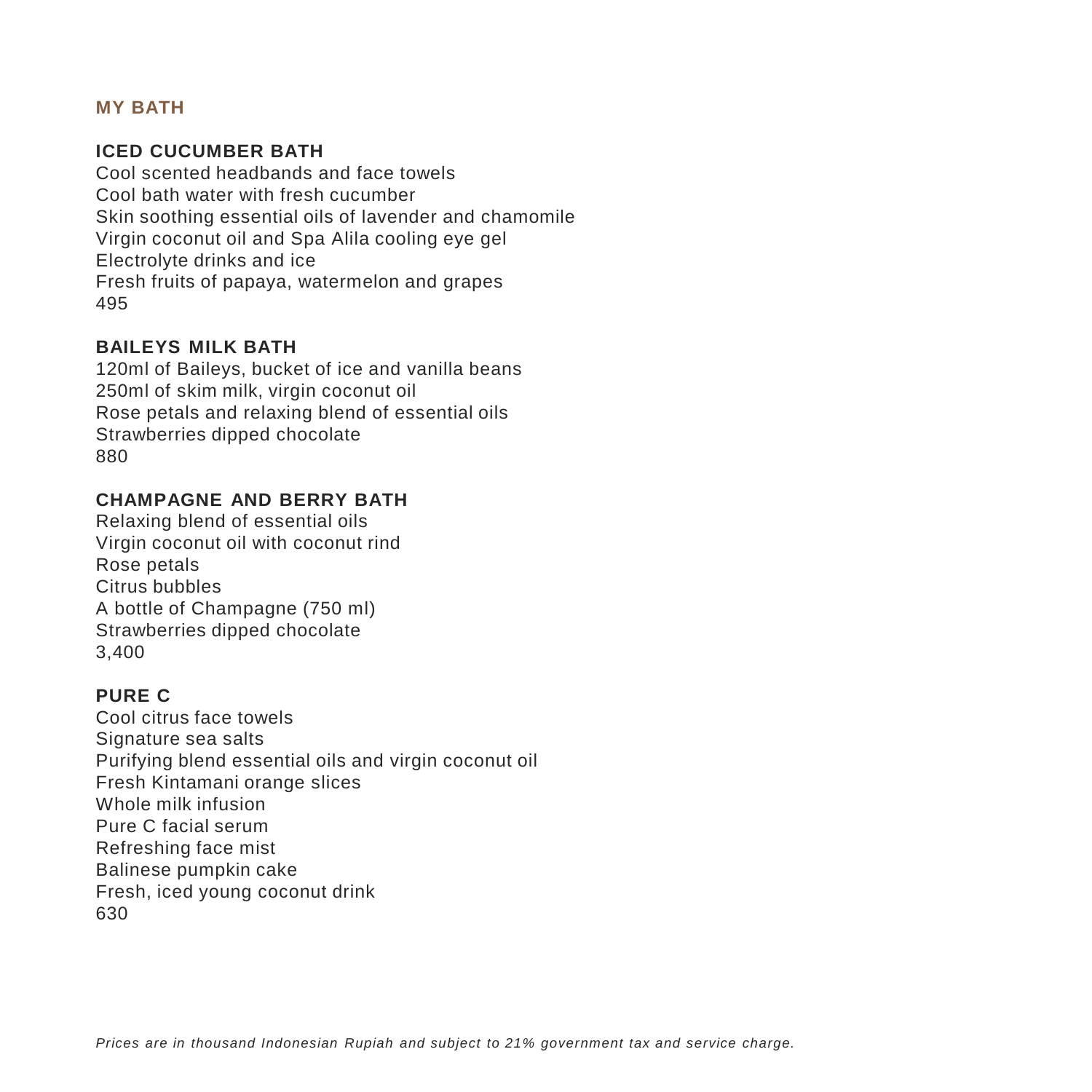## MY BATH

### ICED CUCUMBER BATH

Cool scented headbands and face towels
Cool bath water with fresh cucumber
Skin soothing essential oils of lavender and chamomile
Virgin coconut oil and Spa Alila cooling eye gel
Electrolyte drinks and ice
Fresh fruits of papaya, watermelon and grapes
495

### BAILEYS MILK BATH

120ml of Baileys, bucket of ice and vanilla beans
250ml of skim milk, virgin coconut oil
Rose petals and relaxing blend of essential oils
Strawberries dipped chocolate
880

### CHAMPAGNE AND BERRY BATH

Relaxing blend of essential oils
Virgin coconut oil with coconut rind
Rose petals
Citrus bubbles
A bottle of Champagne (750 ml)
Strawberries dipped chocolate
3,400

### PURE C

Cool citrus face towels
Signature sea salts
Purifying blend essential oils and virgin coconut oil
Fresh Kintamani orange slices
Whole milk infusion
Pure C facial serum
Refreshing face mist
Balinese pumpkin cake
Fresh, iced young coconut drink
630

*Prices are in thousand Indonesian Rupiah and subject to 21% government tax and service charge.*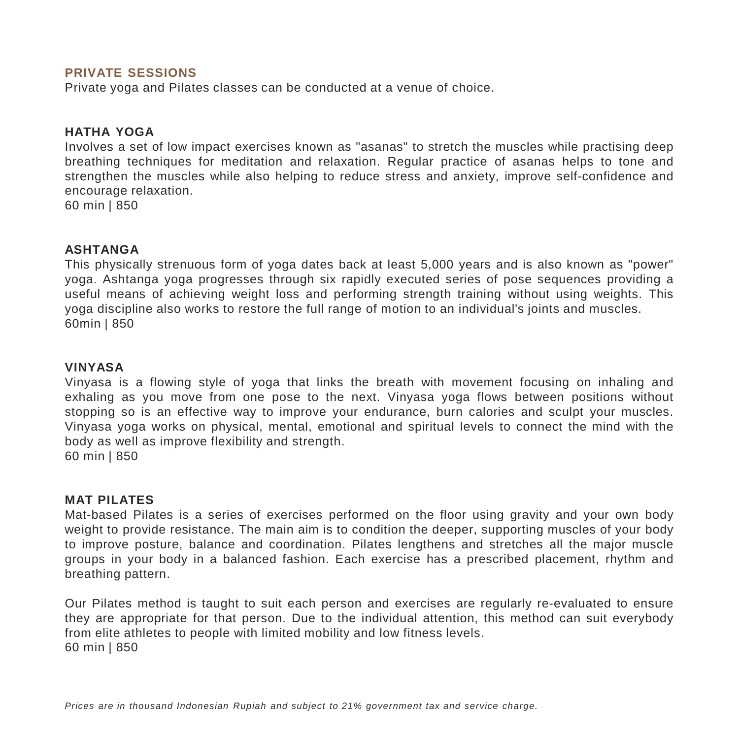## PRIVATE SESSIONS

Private yoga and Pilates classes can be conducted at a venue of choice.

### HATHA YOGA

Involves a set of low impact exercises known as "asanas" to stretch the muscles while practising deep breathing techniques for meditation and relaxation. Regular practice of asanas helps to tone and strengthen the muscles while also helping to reduce stress and anxiety, improve self-confidence and encourage relaxation.
60 min | 850

### ASHTANGA

This physically strenuous form of yoga dates back at least 5,000 years and is also known as "power" yoga. Ashtanga yoga progresses through six rapidly executed series of pose sequences providing a useful means of achieving weight loss and performing strength training without using weights. This yoga discipline also works to restore the full range of motion to an individual's joints and muscles.
60min | 850

### VINYASA

Vinyasa is a flowing style of yoga that links the breath with movement focusing on inhaling and exhaling as you move from one pose to the next. Vinyasa yoga flows between positions without stopping so is an effective way to improve your endurance, burn calories and sculpt your muscles. Vinyasa yoga works on physical, mental, emotional and spiritual levels to connect the mind with the body as well as improve flexibility and strength.
60 min | 850

### MAT PILATES

Mat-based Pilates is a series of exercises performed on the floor using gravity and your own body weight to provide resistance. The main aim is to condition the deeper, supporting muscles of your body to improve posture, balance and coordination. Pilates lengthens and stretches all the major muscle groups in your body in a balanced fashion. Each exercise has a prescribed placement, rhythm and breathing pattern.

Our Pilates method is taught to suit each person and exercises are regularly re-evaluated to ensure they are appropriate for that person. Due to the individual attention, this method can suit everybody from elite athletes to people with limited mobility and low fitness levels.
60 min | 850

*Prices are in thousand Indonesian Rupiah and subject to 21% government tax and service charge.*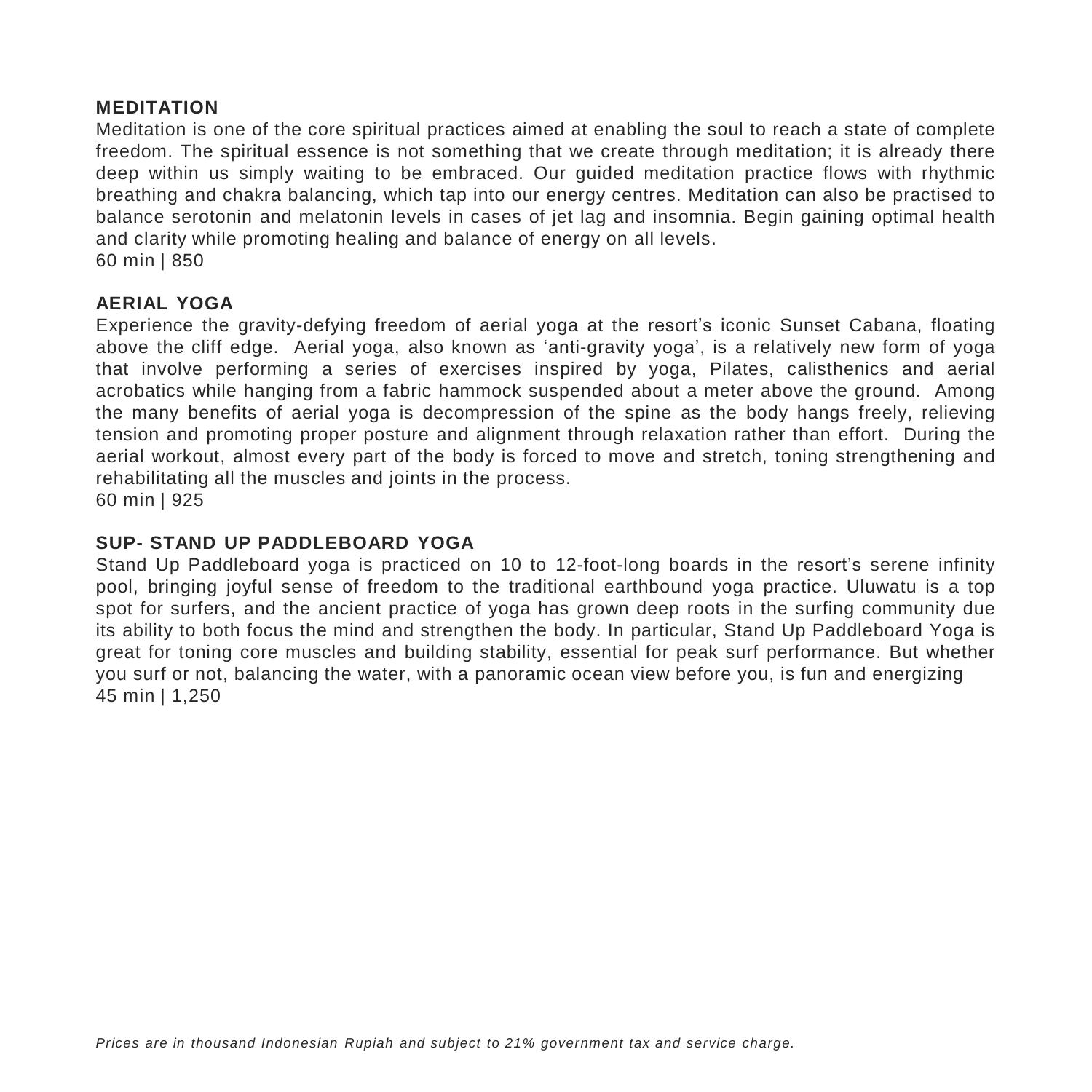**MEDITATION**

Meditation is one of the core spiritual practices aimed at enabling the soul to reach a state of complete freedom. The spiritual essence is not something that we create through meditation; it is already there deep within us simply waiting to be embraced. Our guided meditation practice flows with rhythmic breathing and chakra balancing, which tap into our energy centres. Meditation can also be practised to balance serotonin and melatonin levels in cases of jet lag and insomnia. Begin gaining optimal health and clarity while promoting healing and balance of energy on all levels.
60 min | 850

**AERIAL YOGA**

Experience the gravity-defying freedom of aerial yoga at the resort's iconic Sunset Cabana, floating above the cliff edge. Aerial yoga, also known as 'anti-gravity yoga', is a relatively new form of yoga that involve performing a series of exercises inspired by yoga, Pilates, calisthenics and aerial acrobatics while hanging from a fabric hammock suspended about a meter above the ground. Among the many benefits of aerial yoga is decompression of the spine as the body hangs freely, relieving tension and promoting proper posture and alignment through relaxation rather than effort. During the aerial workout, almost every part of the body is forced to move and stretch, toning strengthening and rehabilitating all the muscles and joints in the process.
60 min | 925

**SUP- STAND UP PADDLEBOARD YOGA**

Stand Up Paddleboard yoga is practiced on 10 to 12-foot-long boards in the resort's serene infinity pool, bringing joyful sense of freedom to the traditional earthbound yoga practice. Uluwatu is a top spot for surfers, and the ancient practice of yoga has grown deep roots in the surfing community due its ability to both focus the mind and strengthen the body. In particular, Stand Up Paddleboard Yoga is great for toning core muscles and building stability, essential for peak surf performance. But whether you surf or not, balancing the water, with a panoramic ocean view before you, is fun and energizing
45 min | 1,250

*Prices are in thousand Indonesian Rupiah and subject to 21% government tax and service charge.*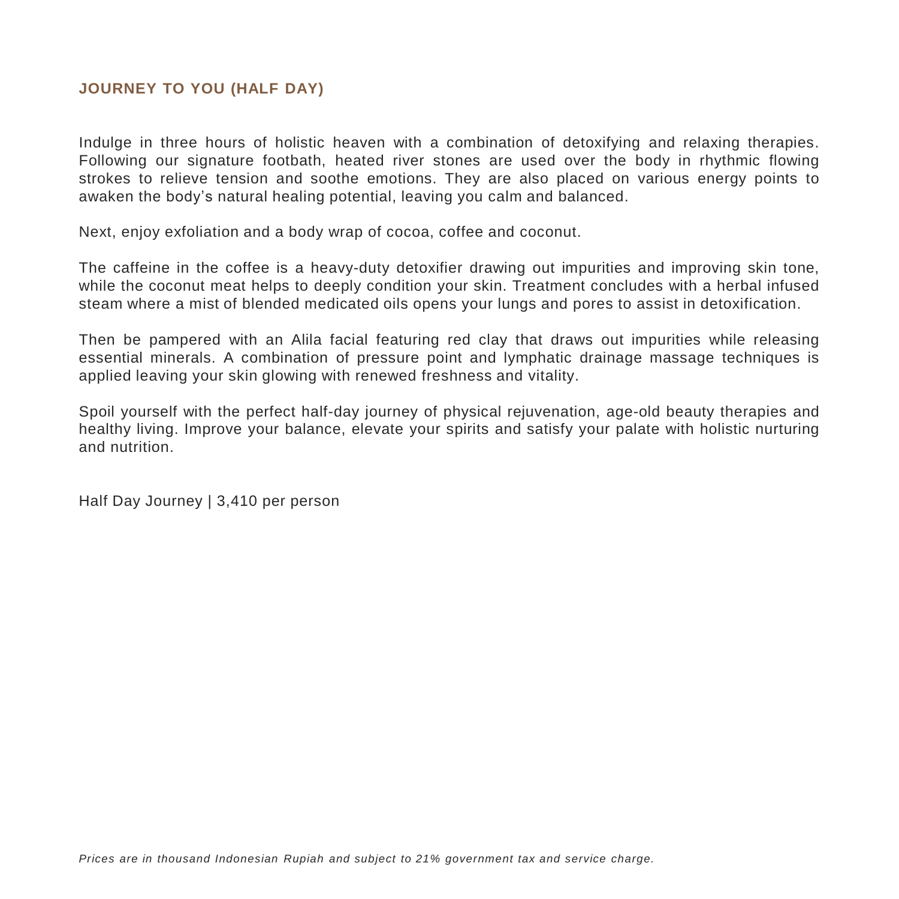## JOURNEY TO YOU (HALF DAY)

Indulge in three hours of holistic heaven with a combination of detoxifying and relaxing therapies. Following our signature footbath, heated river stones are used over the body in rhythmic flowing strokes to relieve tension and soothe emotions. They are also placed on various energy points to awaken the body's natural healing potential, leaving you calm and balanced.

Next, enjoy exfoliation and a body wrap of cocoa, coffee and coconut.

The caffeine in the coffee is a heavy-duty detoxifier drawing out impurities and improving skin tone, while the coconut meat helps to deeply condition your skin. Treatment concludes with a herbal infused steam where a mist of blended medicated oils opens your lungs and pores to assist in detoxification.

Then be pampered with an Alila facial featuring red clay that draws out impurities while releasing essential minerals. A combination of pressure point and lymphatic drainage massage techniques is applied leaving your skin glowing with renewed freshness and vitality.

Spoil yourself with the perfect half-day journey of physical rejuvenation, age-old beauty therapies and healthy living. Improve your balance, elevate your spirits and satisfy your palate with holistic nurturing and nutrition.

Half Day Journey | 3,410 per person

*Prices are in thousand Indonesian Rupiah and subject to 21% government tax and service charge.*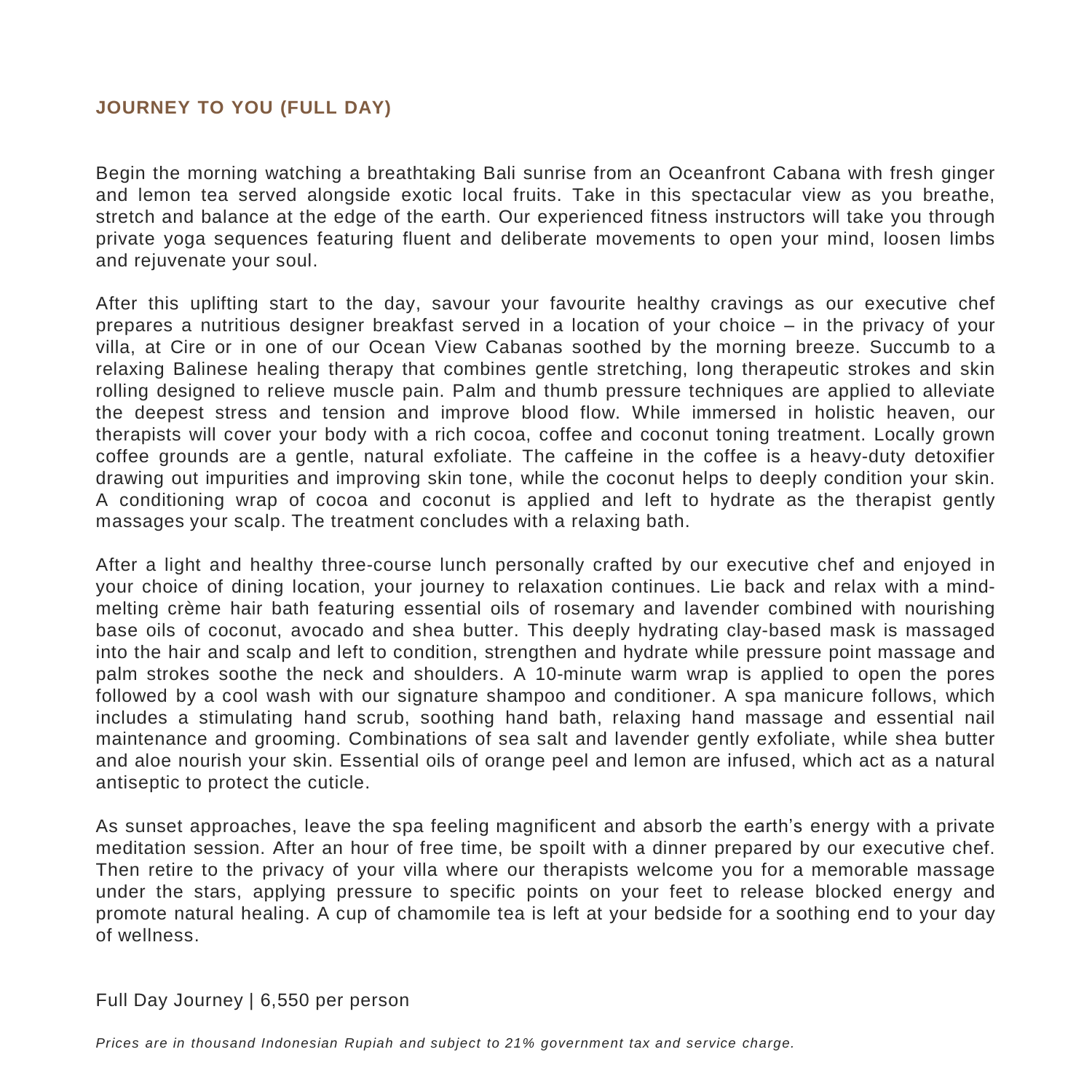## JOURNEY TO YOU (FULL DAY)

Begin the morning watching a breathtaking Bali sunrise from an Oceanfront Cabana with fresh ginger and lemon tea served alongside exotic local fruits. Take in this spectacular view as you breathe, stretch and balance at the edge of the earth. Our experienced fitness instructors will take you through private yoga sequences featuring fluent and deliberate movements to open your mind, loosen limbs and rejuvenate your soul.

After this uplifting start to the day, savour your favourite healthy cravings as our executive chef prepares a nutritious designer breakfast served in a location of your choice – in the privacy of your villa, at Cire or in one of our Ocean View Cabanas soothed by the morning breeze. Succumb to a relaxing Balinese healing therapy that combines gentle stretching, long therapeutic strokes and skin rolling designed to relieve muscle pain. Palm and thumb pressure techniques are applied to alleviate the deepest stress and tension and improve blood flow. While immersed in holistic heaven, our therapists will cover your body with a rich cocoa, coffee and coconut toning treatment. Locally grown coffee grounds are a gentle, natural exfoliate. The caffeine in the coffee is a heavy-duty detoxifier drawing out impurities and improving skin tone, while the coconut helps to deeply condition your skin. A conditioning wrap of cocoa and coconut is applied and left to hydrate as the therapist gently massages your scalp. The treatment concludes with a relaxing bath.

After a light and healthy three-course lunch personally crafted by our executive chef and enjoyed in your choice of dining location, your journey to relaxation continues. Lie back and relax with a mind-melting crème hair bath featuring essential oils of rosemary and lavender combined with nourishing base oils of coconut, avocado and shea butter. This deeply hydrating clay-based mask is massaged into the hair and scalp and left to condition, strengthen and hydrate while pressure point massage and palm strokes soothe the neck and shoulders. A 10-minute warm wrap is applied to open the pores followed by a cool wash with our signature shampoo and conditioner. A spa manicure follows, which includes a stimulating hand scrub, soothing hand bath, relaxing hand massage and essential nail maintenance and grooming. Combinations of sea salt and lavender gently exfoliate, while shea butter and aloe nourish your skin. Essential oils of orange peel and lemon are infused, which act as a natural antiseptic to protect the cuticle.

As sunset approaches, leave the spa feeling magnificent and absorb the earth's energy with a private meditation session. After an hour of free time, be spoilt with a dinner prepared by our executive chef. Then retire to the privacy of your villa where our therapists welcome you for a memorable massage under the stars, applying pressure to specific points on your feet to release blocked energy and promote natural healing. A cup of chamomile tea is left at your bedside for a soothing end to your day of wellness.

Full Day Journey | 6,550 per person

*Prices are in thousand Indonesian Rupiah and subject to 21% government tax and service charge.*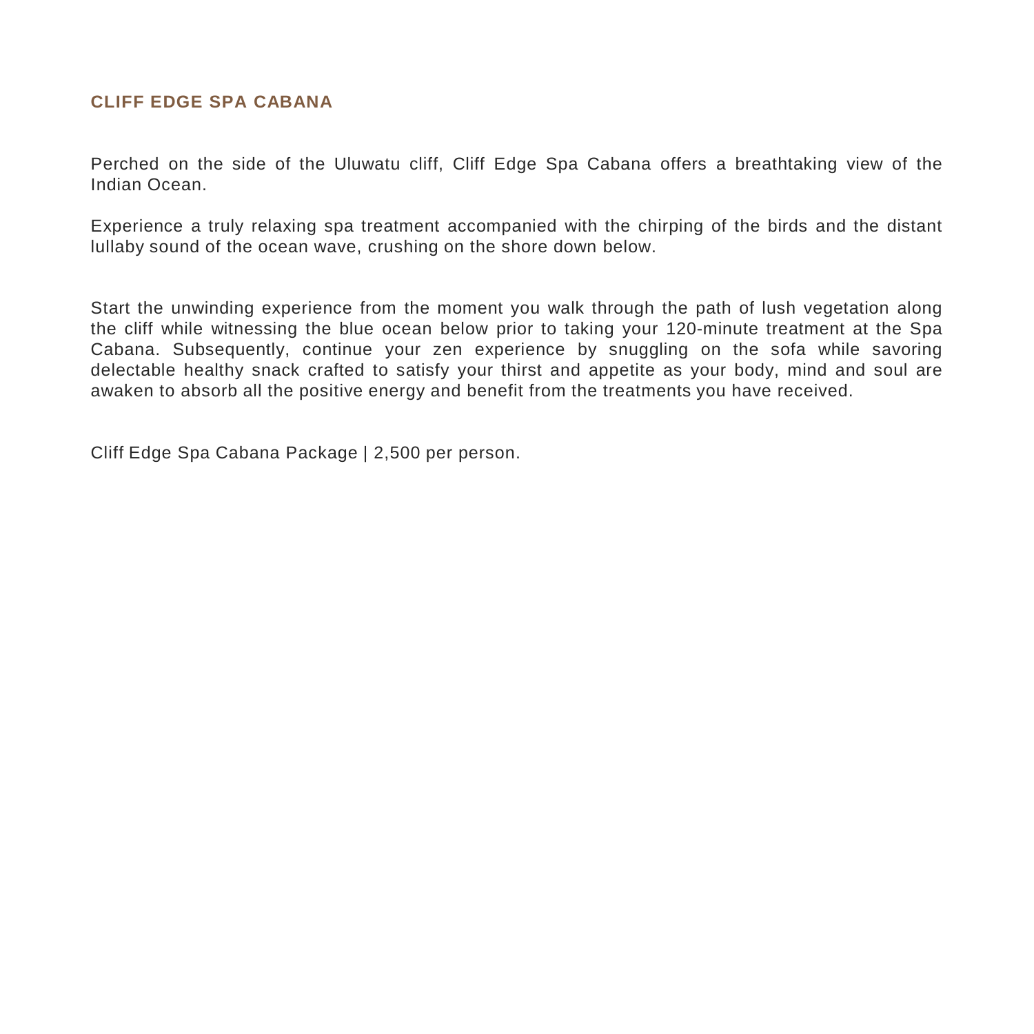## CLIFF EDGE SPA CABANA

Perched on the side of the Uluwatu cliff, Cliff Edge Spa Cabana offers a breathtaking view of the Indian Ocean.

Experience a truly relaxing spa treatment accompanied with the chirping of the birds and the distant lullaby sound of the ocean wave, crushing on the shore down below.

Start the unwinding experience from the moment you walk through the path of lush vegetation along the cliff while witnessing the blue ocean below prior to taking your 120-minute treatment at the Spa Cabana. Subsequently, continue your zen experience by snuggling on the sofa while savoring delectable healthy snack crafted to satisfy your thirst and appetite as your body, mind and soul are awaken to absorb all the positive energy and benefit from the treatments you have received.

Cliff Edge Spa Cabana Package | 2,500 per person.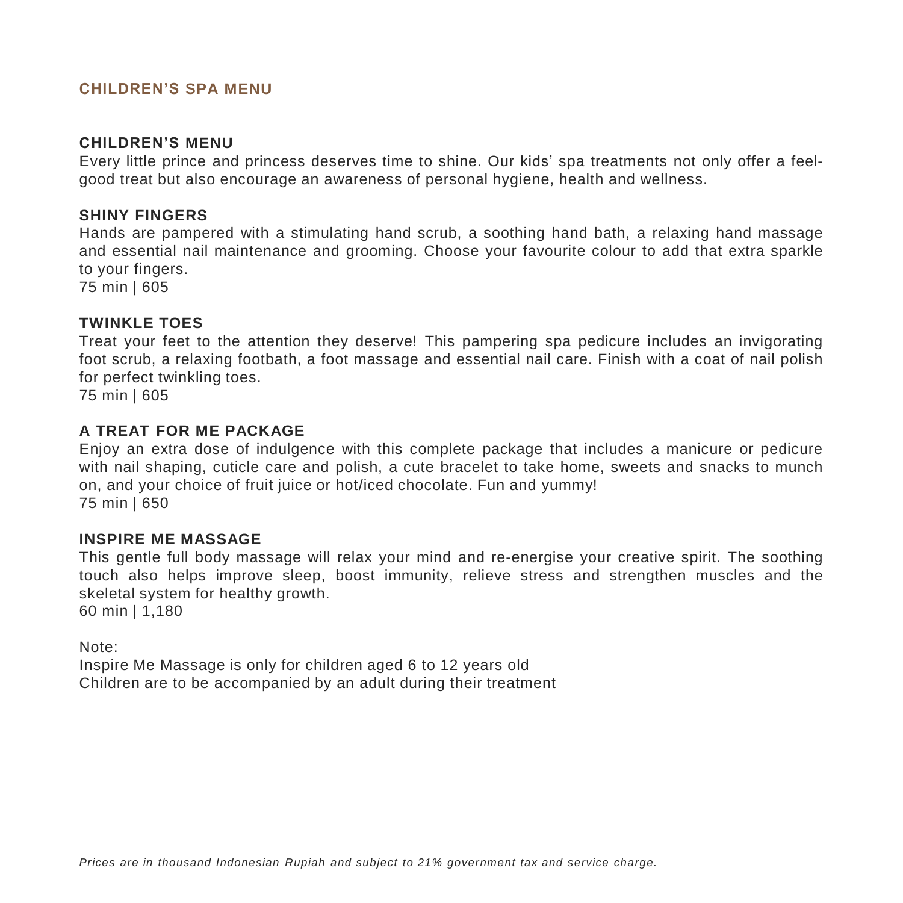# CHILDREN'S SPA MENU

## CHILDREN'S MENU

Every little prince and princess deserves time to shine. Our kids' spa treatments not only offer a feel-good treat but also encourage an awareness of personal hygiene, health and wellness.

### SHINY FINGERS

Hands are pampered with a stimulating hand scrub, a soothing hand bath, a relaxing hand massage and essential nail maintenance and grooming. Choose your favourite colour to add that extra sparkle to your fingers.
75 min | 605

### TWINKLE TOES

Treat your feet to the attention they deserve! This pampering spa pedicure includes an invigorating foot scrub, a relaxing footbath, a foot massage and essential nail care. Finish with a coat of nail polish for perfect twinkling toes.
75 min | 605

### A TREAT FOR ME PACKAGE

Enjoy an extra dose of indulgence with this complete package that includes a manicure or pedicure with nail shaping, cuticle care and polish, a cute bracelet to take home, sweets and snacks to munch on, and your choice of fruit juice or hot/iced chocolate. Fun and yummy!
75 min | 650

### INSPIRE ME MASSAGE

This gentle full body massage will relax your mind and re-energise your creative spirit. The soothing touch also helps improve sleep, boost immunity, relieve stress and strengthen muscles and the skeletal system for healthy growth.
60 min | 1,180

Note:
Inspire Me Massage is only for children aged 6 to 12 years old
Children are to be accompanied by an adult during their treatment

*Prices are in thousand Indonesian Rupiah and subject to 21% government tax and service charge.*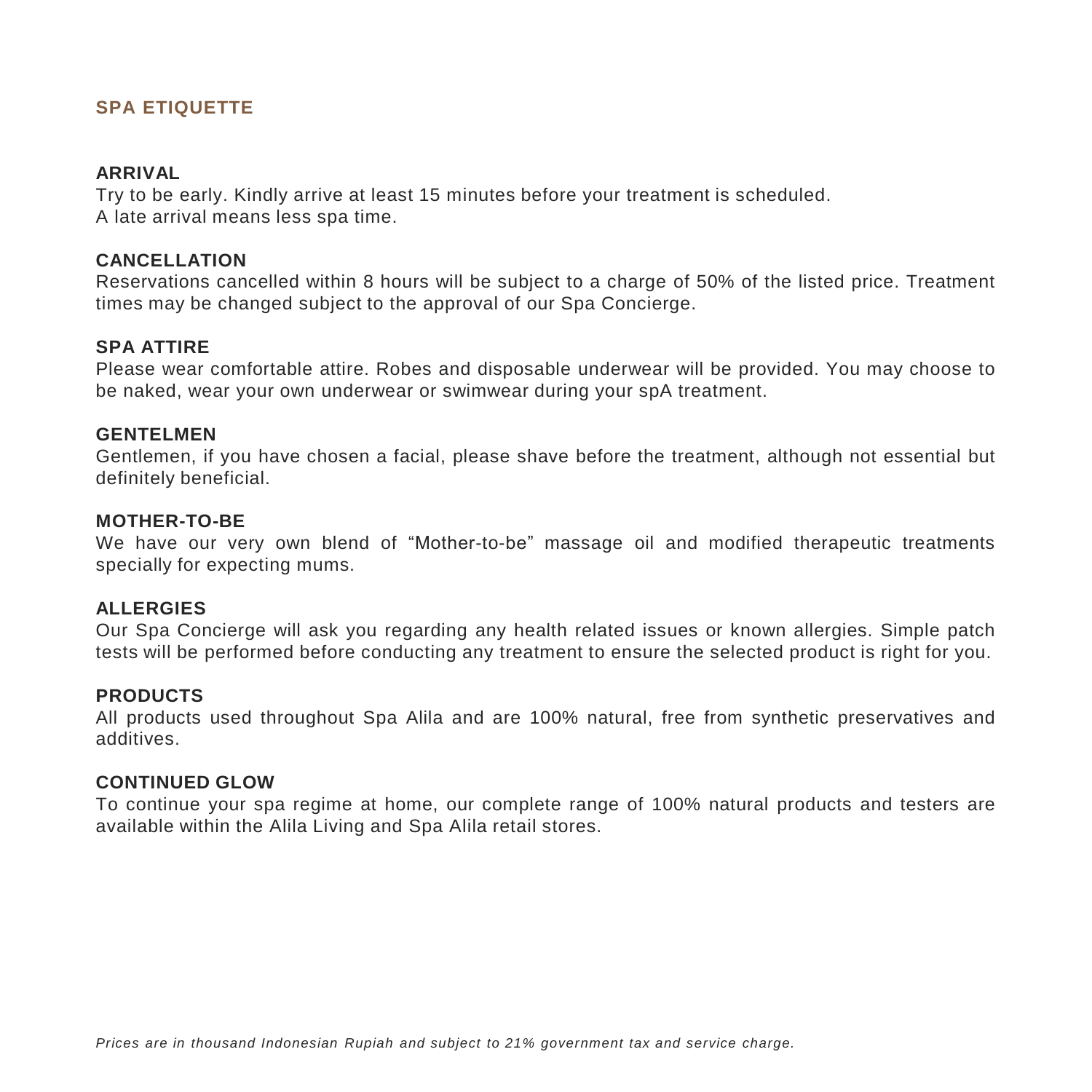## SPA ETIQUETTE

### ARRIVAL

Try to be early. Kindly arrive at least 15 minutes before your treatment is scheduled.
A late arrival means less spa time.

### CANCELLATION

Reservations cancelled within 8 hours will be subject to a charge of 50% of the listed price. Treatment times may be changed subject to the approval of our Spa Concierge.

### SPA ATTIRE

Please wear comfortable attire. Robes and disposable underwear will be provided. You may choose to be naked, wear your own underwear or swimwear during your spA treatment.

### GENTELMEN

Gentlemen, if you have chosen a facial, please shave before the treatment, although not essential but definitely beneficial.

### MOTHER-TO-BE

We have our very own blend of “Mother-to-be” massage oil and modified therapeutic treatments specially for expecting mums.

### ALLERGIES

Our Spa Concierge will ask you regarding any health related issues or known allergies. Simple patch tests will be performed before conducting any treatment to ensure the selected product is right for you.

### PRODUCTS

All products used throughout Spa Alila and are 100% natural, free from synthetic preservatives and additives.

### CONTINUED GLOW

To continue your spa regime at home, our complete range of 100% natural products and testers are available within the Alila Living and Spa Alila retail stores.

*Prices are in thousand Indonesian Rupiah and subject to 21% government tax and service charge.*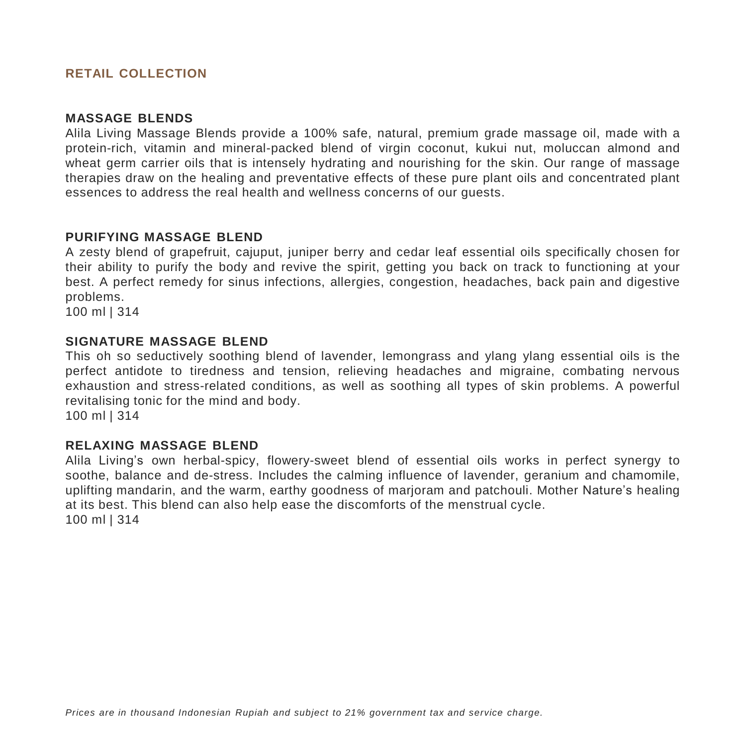## RETAIL COLLECTION

### MASSAGE BLENDS

Alila Living Massage Blends provide a 100% safe, natural, premium grade massage oil, made with a protein-rich, vitamin and mineral-packed blend of virgin coconut, kukui nut, moluccan almond and wheat germ carrier oils that is intensely hydrating and nourishing for the skin. Our range of massage therapies draw on the healing and preventative effects of these pure plant oils and concentrated plant essences to address the real health and wellness concerns of our guests.

### PURIFYING MASSAGE BLEND

A zesty blend of grapefruit, cajuput, juniper berry and cedar leaf essential oils specifically chosen for their ability to purify the body and revive the spirit, getting you back on track to functioning at your best. A perfect remedy for sinus infections, allergies, congestion, headaches, back pain and digestive problems.

100 ml | 314

### SIGNATURE MASSAGE BLEND

This oh so seductively soothing blend of lavender, lemongrass and ylang ylang essential oils is the perfect antidote to tiredness and tension, relieving headaches and migraine, combating nervous exhaustion and stress-related conditions, as well as soothing all types of skin problems. A powerful revitalising tonic for the mind and body.

100 ml | 314

### RELAXING MASSAGE BLEND

Alila Living's own herbal-spicy, flowery-sweet blend of essential oils works in perfect synergy to soothe, balance and de-stress. Includes the calming influence of lavender, geranium and chamomile, uplifting mandarin, and the warm, earthy goodness of marjoram and patchouli. Mother Nature's healing at its best. This blend can also help ease the discomforts of the menstrual cycle.

100 ml | 314

*Prices are in thousand Indonesian Rupiah and subject to 21% government tax and service charge.*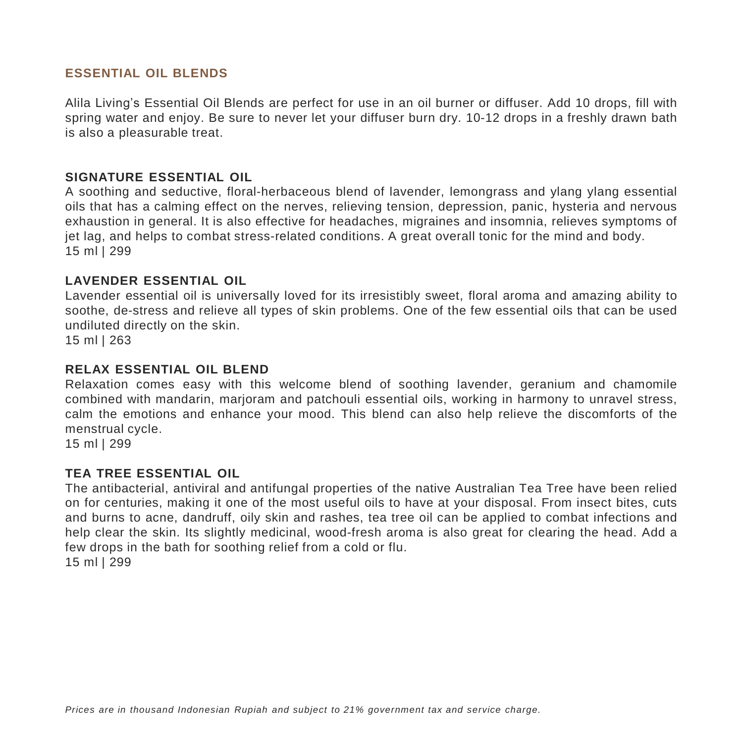## ESSENTIAL OIL BLENDS

Alila Living's Essential Oil Blends are perfect for use in an oil burner or diffuser. Add 10 drops, fill with spring water and enjoy. Be sure to never let your diffuser burn dry. 10-12 drops in a freshly drawn bath is also a pleasurable treat.

### SIGNATURE ESSENTIAL OIL

A soothing and seductive, floral-herbaceous blend of lavender, lemongrass and ylang ylang essential oils that has a calming effect on the nerves, relieving tension, depression, panic, hysteria and nervous exhaustion in general. It is also effective for headaches, migraines and insomnia, relieves symptoms of jet lag, and helps to combat stress-related conditions. A great overall tonic for the mind and body.
15 ml | 299

### LAVENDER ESSENTIAL OIL

Lavender essential oil is universally loved for its irresistibly sweet, floral aroma and amazing ability to soothe, de-stress and relieve all types of skin problems. One of the few essential oils that can be used undiluted directly on the skin.
15 ml | 263

### RELAX ESSENTIAL OIL BLEND

Relaxation comes easy with this welcome blend of soothing lavender, geranium and chamomile combined with mandarin, marjoram and patchouli essential oils, working in harmony to unravel stress, calm the emotions and enhance your mood. This blend can also help relieve the discomforts of the menstrual cycle.
15 ml | 299

### TEA TREE ESSENTIAL OIL

The antibacterial, antiviral and antifungal properties of the native Australian Tea Tree have been relied on for centuries, making it one of the most useful oils to have at your disposal. From insect bites, cuts and burns to acne, dandruff, oily skin and rashes, tea tree oil can be applied to combat infections and help clear the skin. Its slightly medicinal, wood-fresh aroma is also great for clearing the head. Add a few drops in the bath for soothing relief from a cold or flu.
15 ml | 299

*Prices are in thousand Indonesian Rupiah and subject to 21% government tax and service charge.*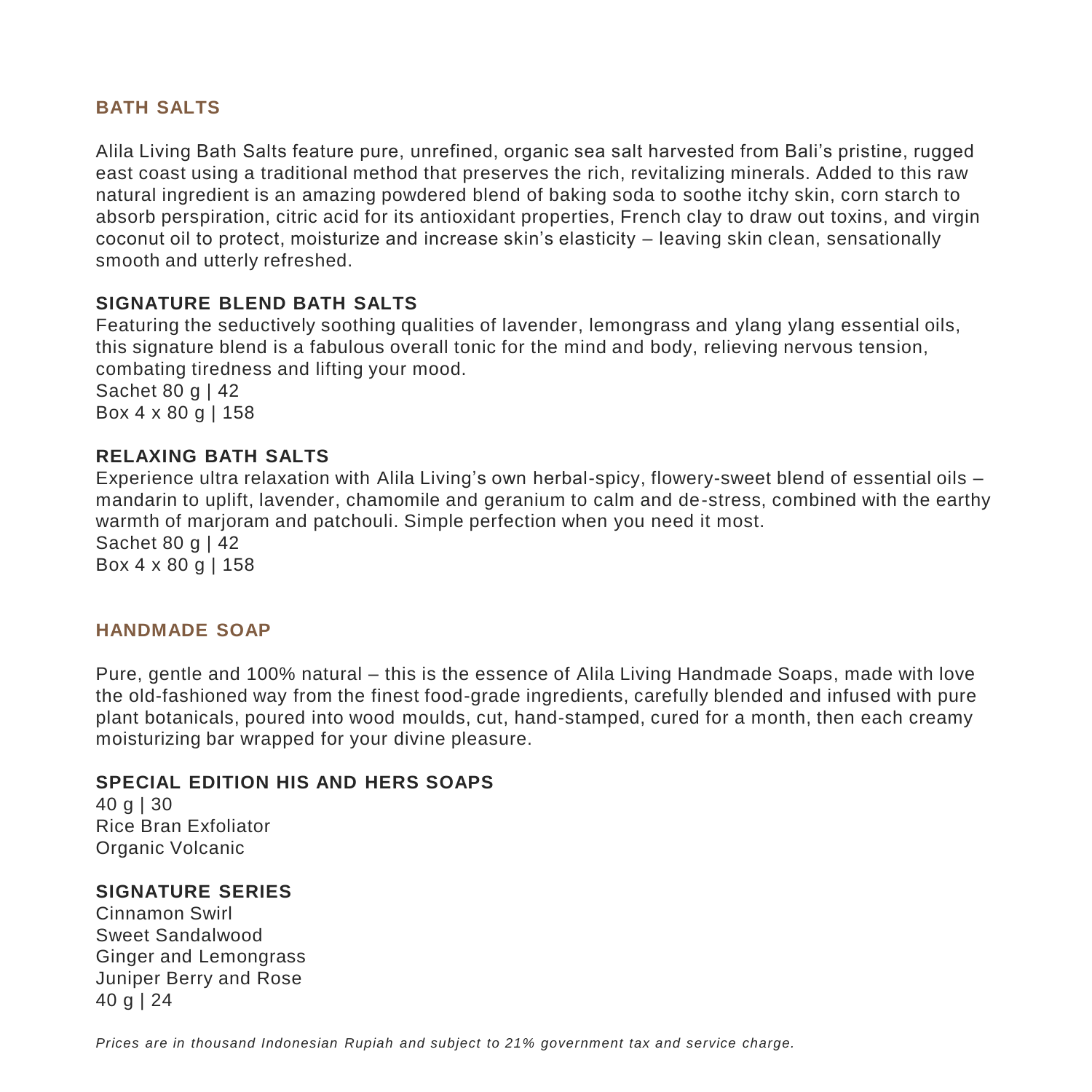## BATH SALTS

Alila Living Bath Salts feature pure, unrefined, organic sea salt harvested from Bali's pristine, rugged east coast using a traditional method that preserves the rich, revitalizing minerals. Added to this raw natural ingredient is an amazing powdered blend of baking soda to soothe itchy skin, corn starch to absorb perspiration, citric acid for its antioxidant properties, French clay to draw out toxins, and virgin coconut oil to protect, moisturize and increase skin's elasticity – leaving skin clean, sensationally smooth and utterly refreshed.

### SIGNATURE BLEND BATH SALTS

Featuring the seductively soothing qualities of lavender, lemongrass and ylang ylang essential oils, this signature blend is a fabulous overall tonic for the mind and body, relieving nervous tension, combating tiredness and lifting your mood.
Sachet 80 g | 42
Box 4 x 80 g | 158

### RELAXING BATH SALTS

Experience ultra relaxation with Alila Living's own herbal-spicy, flowery-sweet blend of essential oils – mandarin to uplift, lavender, chamomile and geranium to calm and de-stress, combined with the earthy warmth of marjoram and patchouli. Simple perfection when you need it most.
Sachet 80 g | 42
Box 4 x 80 g | 158

## HANDMADE SOAP

Pure, gentle and 100% natural – this is the essence of Alila Living Handmade Soaps, made with love the old-fashioned way from the finest food-grade ingredients, carefully blended and infused with pure plant botanicals, poured into wood moulds, cut, hand-stamped, cured for a month, then each creamy moisturizing bar wrapped for your divine pleasure.

### SPECIAL EDITION HIS AND HERS SOAPS

40 g | 30
Rice Bran Exfoliator
Organic Volcanic

### SIGNATURE SERIES

Cinnamon Swirl
Sweet Sandalwood
Ginger and Lemongrass
Juniper Berry and Rose
40 g | 24

*Prices are in thousand Indonesian Rupiah and subject to 21% government tax and service charge.*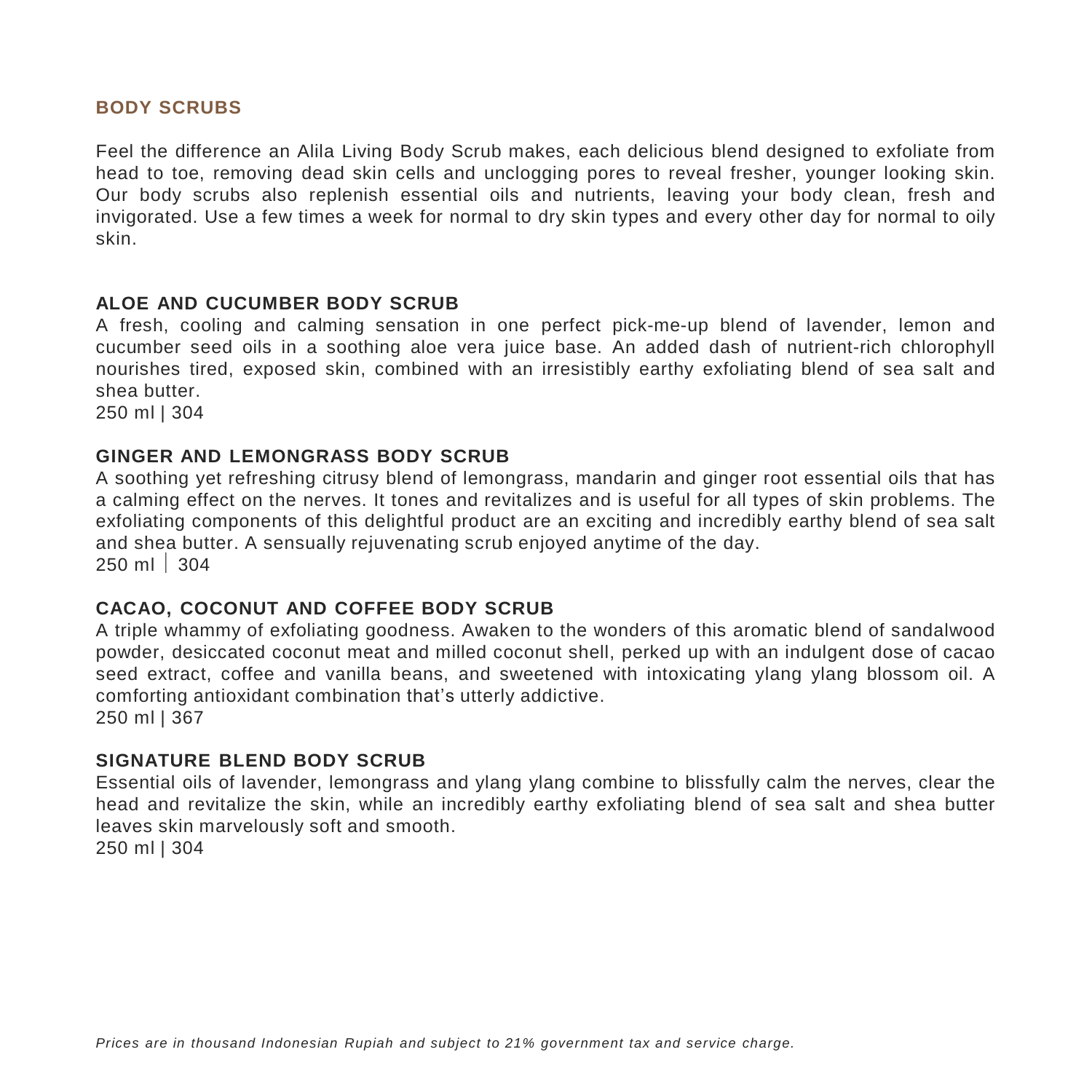## BODY SCRUBS

Feel the difference an Alila Living Body Scrub makes, each delicious blend designed to exfoliate from head to toe, removing dead skin cells and unclogging pores to reveal fresher, younger looking skin. Our body scrubs also replenish essential oils and nutrients, leaving your body clean, fresh and invigorated. Use a few times a week for normal to dry skin types and every other day for normal to oily skin.

### ALOE AND CUCUMBER BODY SCRUB

A fresh, cooling and calming sensation in one perfect pick-me-up blend of lavender, lemon and cucumber seed oils in a soothing aloe vera juice base. An added dash of nutrient-rich chlorophyll nourishes tired, exposed skin, combined with an irresistibly earthy exfoliating blend of sea salt and shea butter.
250 ml | 304

### GINGER AND LEMONGRASS BODY SCRUB

A soothing yet refreshing citrusy blend of lemongrass, mandarin and ginger root essential oils that has a calming effect on the nerves. It tones and revitalizes and is useful for all types of skin problems. The exfoliating components of this delightful product are an exciting and incredibly earthy blend of sea salt and shea butter. A sensually rejuvenating scrub enjoyed anytime of the day.
250 ml | 304

### CACAO, COCONUT AND COFFEE BODY SCRUB

A triple whammy of exfoliating goodness. Awaken to the wonders of this aromatic blend of sandalwood powder, desiccated coconut meat and milled coconut shell, perked up with an indulgent dose of cacao seed extract, coffee and vanilla beans, and sweetened with intoxicating ylang ylang blossom oil. A comforting antioxidant combination that's utterly addictive.
250 ml | 367

### SIGNATURE BLEND BODY SCRUB

Essential oils of lavender, lemongrass and ylang ylang combine to blissfully calm the nerves, clear the head and revitalize the skin, while an incredibly earthy exfoliating blend of sea salt and shea butter leaves skin marvelously soft and smooth.
250 ml | 304

*Prices are in thousand Indonesian Rupiah and subject to 21% government tax and service charge.*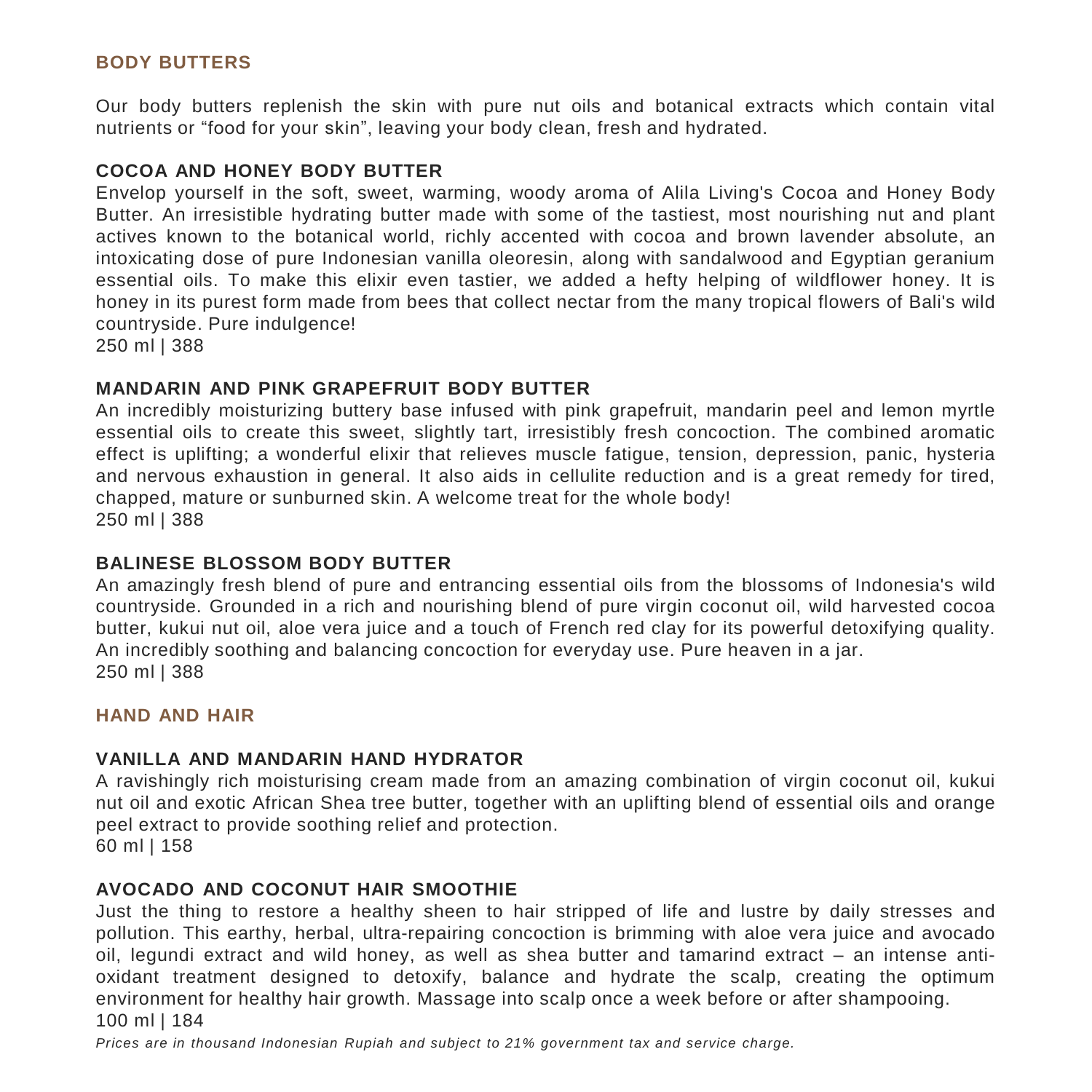## BODY BUTTERS

Our body butters replenish the skin with pure nut oils and botanical extracts which contain vital nutrients or "food for your skin", leaving your body clean, fresh and hydrated.

### COCOA AND HONEY BODY BUTTER

Envelop yourself in the soft, sweet, warming, woody aroma of Alila Living's Cocoa and Honey Body Butter. An irresistible hydrating butter made with some of the tastiest, most nourishing nut and plant actives known to the botanical world, richly accented with cocoa and brown lavender absolute, an intoxicating dose of pure Indonesian vanilla oleoresin, along with sandalwood and Egyptian geranium essential oils. To make this elixir even tastier, we added a hefty helping of wildflower honey. It is honey in its purest form made from bees that collect nectar from the many tropical flowers of Bali's wild countryside. Pure indulgence!
250 ml | 388

### MANDARIN AND PINK GRAPEFRUIT BODY BUTTER

An incredibly moisturizing buttery base infused with pink grapefruit, mandarin peel and lemon myrtle essential oils to create this sweet, slightly tart, irresistibly fresh concoction. The combined aromatic effect is uplifting; a wonderful elixir that relieves muscle fatigue, tension, depression, panic, hysteria and nervous exhaustion in general. It also aids in cellulite reduction and is a great remedy for tired, chapped, mature or sunburned skin. A welcome treat for the whole body!
250 ml | 388

### BALINESE BLOSSOM BODY BUTTER

An amazingly fresh blend of pure and entrancing essential oils from the blossoms of Indonesia's wild countryside. Grounded in a rich and nourishing blend of pure virgin coconut oil, wild harvested cocoa butter, kukui nut oil, aloe vera juice and a touch of French red clay for its powerful detoxifying quality. An incredibly soothing and balancing concoction for everyday use. Pure heaven in a jar.
250 ml | 388

## HAND AND HAIR

### VANILLA AND MANDARIN HAND HYDRATOR

A ravishingly rich moisturising cream made from an amazing combination of virgin coconut oil, kukui nut oil and exotic African Shea tree butter, together with an uplifting blend of essential oils and orange peel extract to provide soothing relief and protection.
60 ml | 158

### AVOCADO AND COCONUT HAIR SMOOTHIE

Just the thing to restore a healthy sheen to hair stripped of life and lustre by daily stresses and pollution. This earthy, herbal, ultra-repairing concoction is brimming with aloe vera juice and avocado oil, legundi extract and wild honey, as well as shea butter and tamarind extract – an intense anti-oxidant treatment designed to detoxify, balance and hydrate the scalp, creating the optimum environment for healthy hair growth. Massage into scalp once a week before or after shampooing.
100 ml | 184

*Prices are in thousand Indonesian Rupiah and subject to 21% government tax and service charge.*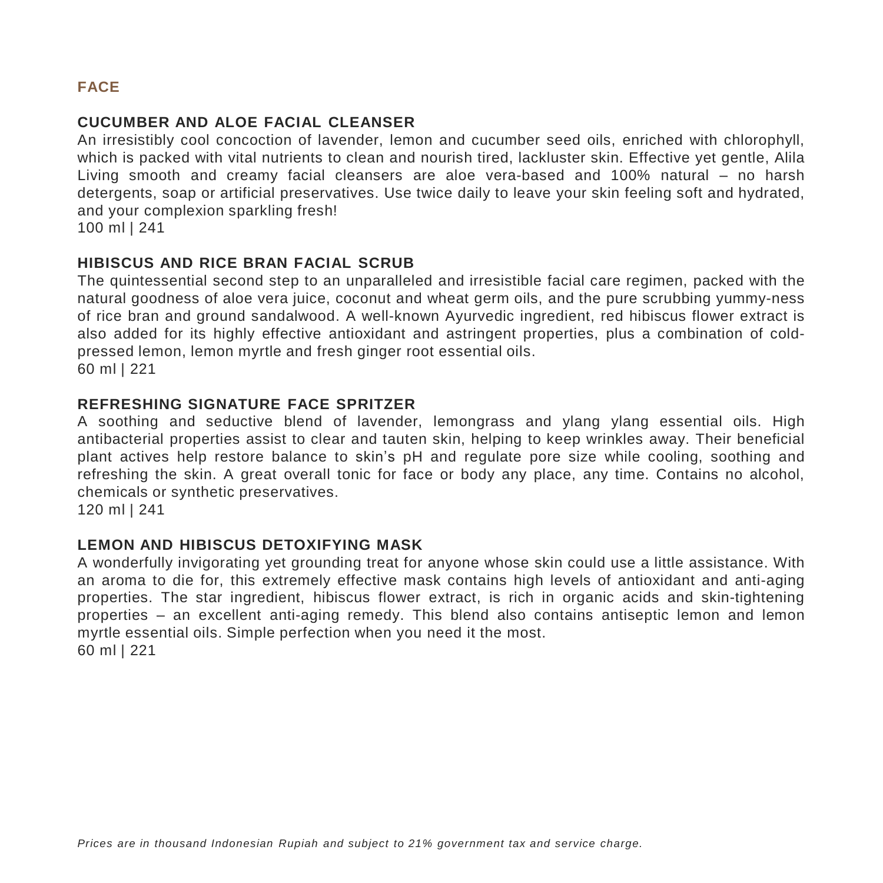## FACE

### CUCUMBER AND ALOE FACIAL CLEANSER

An irresistibly cool concoction of lavender, lemon and cucumber seed oils, enriched with chlorophyll, which is packed with vital nutrients to clean and nourish tired, lackluster skin. Effective yet gentle, Alila Living smooth and creamy facial cleansers are aloe vera-based and 100% natural – no harsh detergents, soap or artificial preservatives. Use twice daily to leave your skin feeling soft and hydrated, and your complexion sparkling fresh!
100 ml | 241

### HIBISCUS AND RICE BRAN FACIAL SCRUB

The quintessential second step to an unparalleled and irresistible facial care regimen, packed with the natural goodness of aloe vera juice, coconut and wheat germ oils, and the pure scrubbing yummy-ness of rice bran and ground sandalwood. A well-known Ayurvedic ingredient, red hibiscus flower extract is also added for its highly effective antioxidant and astringent properties, plus a combination of cold-pressed lemon, lemon myrtle and fresh ginger root essential oils.
60 ml | 221

### REFRESHING SIGNATURE FACE SPRITZER

A soothing and seductive blend of lavender, lemongrass and ylang ylang essential oils. High antibacterial properties assist to clear and tauten skin, helping to keep wrinkles away. Their beneficial plant actives help restore balance to skin's pH and regulate pore size while cooling, soothing and refreshing the skin. A great overall tonic for face or body any place, any time. Contains no alcohol, chemicals or synthetic preservatives.
120 ml | 241

### LEMON AND HIBISCUS DETOXIFYING MASK

A wonderfully invigorating yet grounding treat for anyone whose skin could use a little assistance. With an aroma to die for, this extremely effective mask contains high levels of antioxidant and anti-aging properties. The star ingredient, hibiscus flower extract, is rich in organic acids and skin-tightening properties – an excellent anti-aging remedy. This blend also contains antiseptic lemon and lemon myrtle essential oils. Simple perfection when you need it the most.
60 ml | 221

*Prices are in thousand Indonesian Rupiah and subject to 21% government tax and service charge.*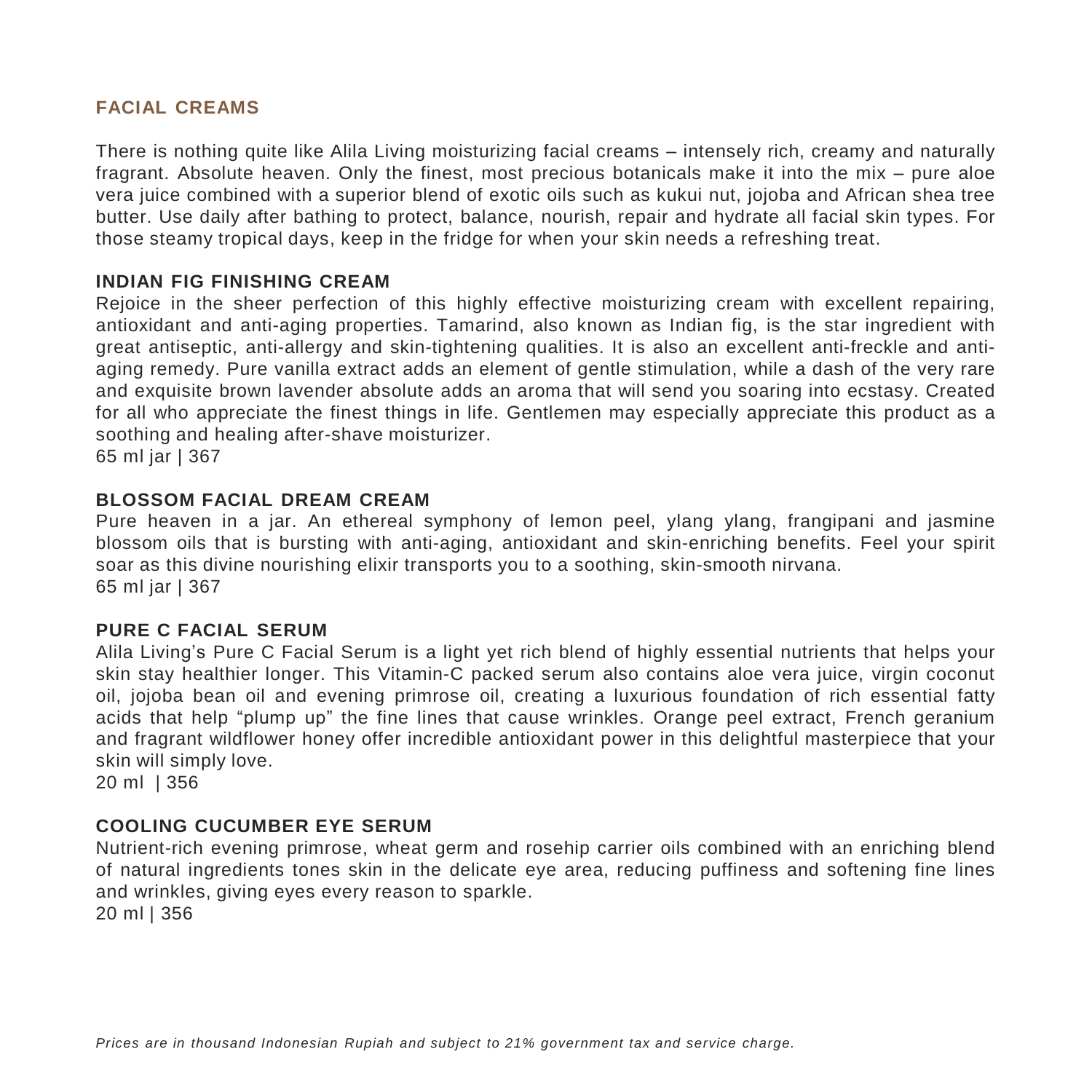## FACIAL CREAMS

There is nothing quite like Alila Living moisturizing facial creams – intensely rich, creamy and naturally fragrant. Absolute heaven. Only the finest, most precious botanicals make it into the mix – pure aloe vera juice combined with a superior blend of exotic oils such as kukui nut, jojoba and African shea tree butter. Use daily after bathing to protect, balance, nourish, repair and hydrate all facial skin types. For those steamy tropical days, keep in the fridge for when your skin needs a refreshing treat.

### INDIAN FIG FINISHING CREAM

Rejoice in the sheer perfection of this highly effective moisturizing cream with excellent repairing, antioxidant and anti-aging properties. Tamarind, also known as Indian fig, is the star ingredient with great antiseptic, anti-allergy and skin-tightening qualities. It is also an excellent anti-freckle and anti-aging remedy. Pure vanilla extract adds an element of gentle stimulation, while a dash of the very rare and exquisite brown lavender absolute adds an aroma that will send you soaring into ecstasy. Created for all who appreciate the finest things in life. Gentlemen may especially appreciate this product as a soothing and healing after-shave moisturizer.
65 ml jar | 367

### BLOSSOM FACIAL DREAM CREAM

Pure heaven in a jar. An ethereal symphony of lemon peel, ylang ylang, frangipani and jasmine blossom oils that is bursting with anti-aging, antioxidant and skin-enriching benefits. Feel your spirit soar as this divine nourishing elixir transports you to a soothing, skin-smooth nirvana.
65 ml jar | 367

### PURE C FACIAL SERUM

Alila Living's Pure C Facial Serum is a light yet rich blend of highly essential nutrients that helps your skin stay healthier longer. This Vitamin-C packed serum also contains aloe vera juice, virgin coconut oil, jojoba bean oil and evening primrose oil, creating a luxurious foundation of rich essential fatty acids that help "plump up" the fine lines that cause wrinkles. Orange peel extract, French geranium and fragrant wildflower honey offer incredible antioxidant power in this delightful masterpiece that your skin will simply love.
20 ml | 356

### COOLING CUCUMBER EYE SERUM

Nutrient-rich evening primrose, wheat germ and rosehip carrier oils combined with an enriching blend of natural ingredients tones skin in the delicate eye area, reducing puffiness and softening fine lines and wrinkles, giving eyes every reason to sparkle.
20 ml | 356

*Prices are in thousand Indonesian Rupiah and subject to 21% government tax and service charge.*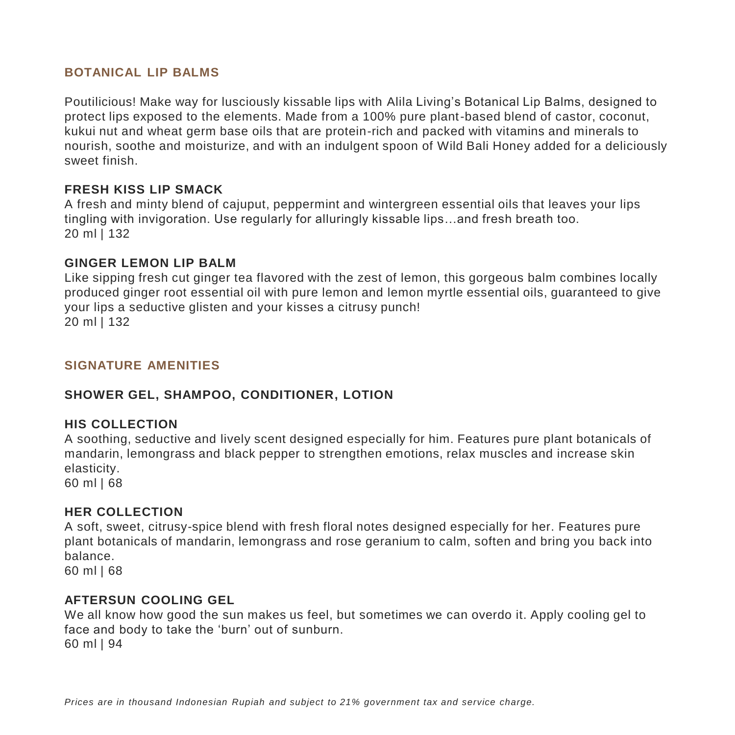## BOTANICAL LIP BALMS

Poutilicious! Make way for lusciously kissable lips with Alila Living's Botanical Lip Balms, designed to protect lips exposed to the elements. Made from a 100% pure plant-based blend of castor, coconut, kukui nut and wheat germ base oils that are protein-rich and packed with vitamins and minerals to nourish, soothe and moisturize, and with an indulgent spoon of Wild Bali Honey added for a deliciously sweet finish.

### FRESH KISS LIP SMACK

A fresh and minty blend of cajuput, peppermint and wintergreen essential oils that leaves your lips tingling with invigoration. Use regularly for alluringly kissable lips…and fresh breath too.
20 ml | 132

### GINGER LEMON LIP BALM

Like sipping fresh cut ginger tea flavored with the zest of lemon, this gorgeous balm combines locally produced ginger root essential oil with pure lemon and lemon myrtle essential oils, guaranteed to give your lips a seductive glisten and your kisses a citrusy punch!
20 ml | 132

## SIGNATURE AMENITIES

### SHOWER GEL, SHAMPOO, CONDITIONER, LOTION

### HIS COLLECTION

A soothing, seductive and lively scent designed especially for him. Features pure plant botanicals of mandarin, lemongrass and black pepper to strengthen emotions, relax muscles and increase skin elasticity.
60 ml | 68

### HER COLLECTION

A soft, sweet, citrusy-spice blend with fresh floral notes designed especially for her. Features pure plant botanicals of mandarin, lemongrass and rose geranium to calm, soften and bring you back into balance.
60 ml | 68

### AFTERSUN COOLING GEL

We all know how good the sun makes us feel, but sometimes we can overdo it. Apply cooling gel to face and body to take the 'burn' out of sunburn.
60 ml | 94

*Prices are in thousand Indonesian Rupiah and subject to 21% government tax and service charge.*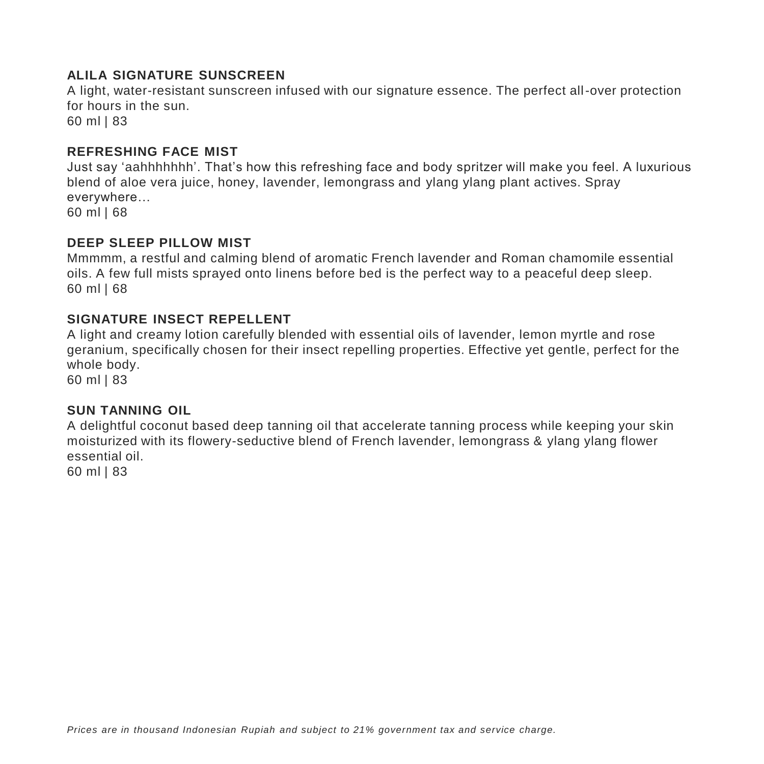**ALILA SIGNATURE SUNSCREEN**

A light, water-resistant sunscreen infused with our signature essence. The perfect all-over protection for hours in the sun.
60 ml | 83

**REFRESHING FACE MIST**

Just say 'aahhhhhhh'. That's how this refreshing face and body spritzer will make you feel. A luxurious blend of aloe vera juice, honey, lavender, lemongrass and ylang ylang plant actives. Spray everywhere…
60 ml | 68

**DEEP SLEEP PILLOW MIST**

Mmmmm, a restful and calming blend of aromatic French lavender and Roman chamomile essential oils. A few full mists sprayed onto linens before bed is the perfect way to a peaceful deep sleep.
60 ml | 68

**SIGNATURE INSECT REPELLENT**

A light and creamy lotion carefully blended with essential oils of lavender, lemon myrtle and rose geranium, specifically chosen for their insect repelling properties. Effective yet gentle, perfect for the whole body.
60 ml | 83

**SUN TANNING OIL**

A delightful coconut based deep tanning oil that accelerate tanning process while keeping your skin moisturized with its flowery-seductive blend of French lavender, lemongrass & ylang ylang flower essential oil.
60 ml | 83

*Prices are in thousand Indonesian Rupiah and subject to 21% government tax and service charge.*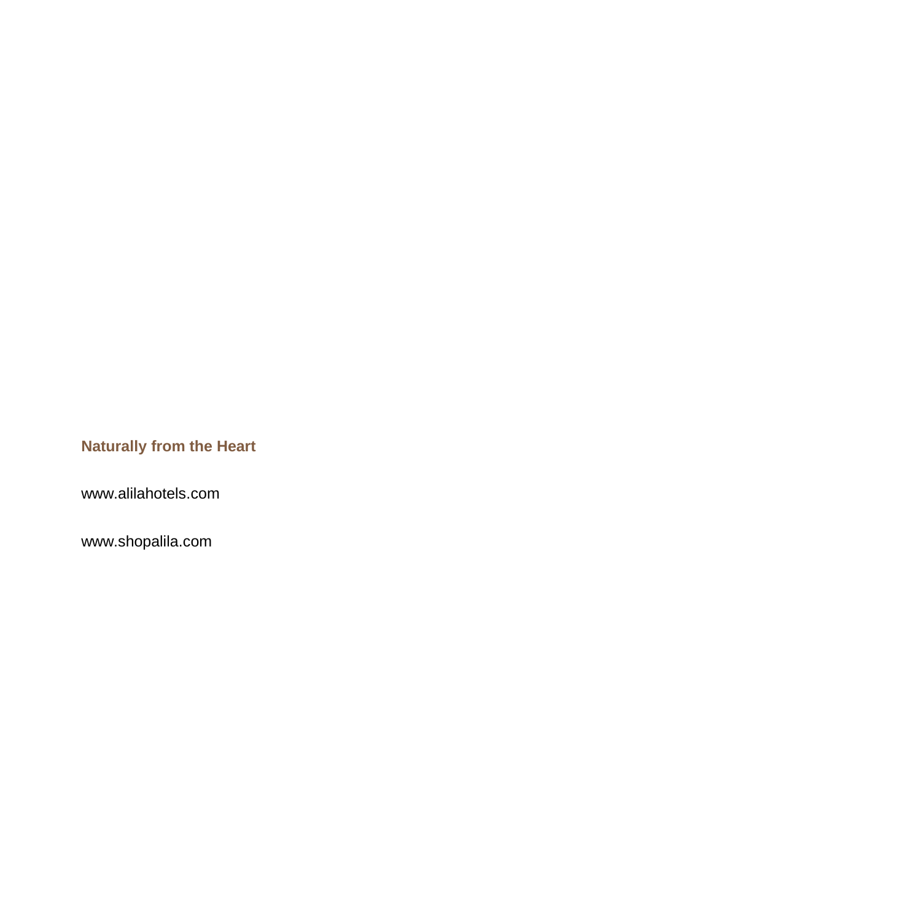**Naturally from the Heart**

www.alilahotels.com

www.shopalila.com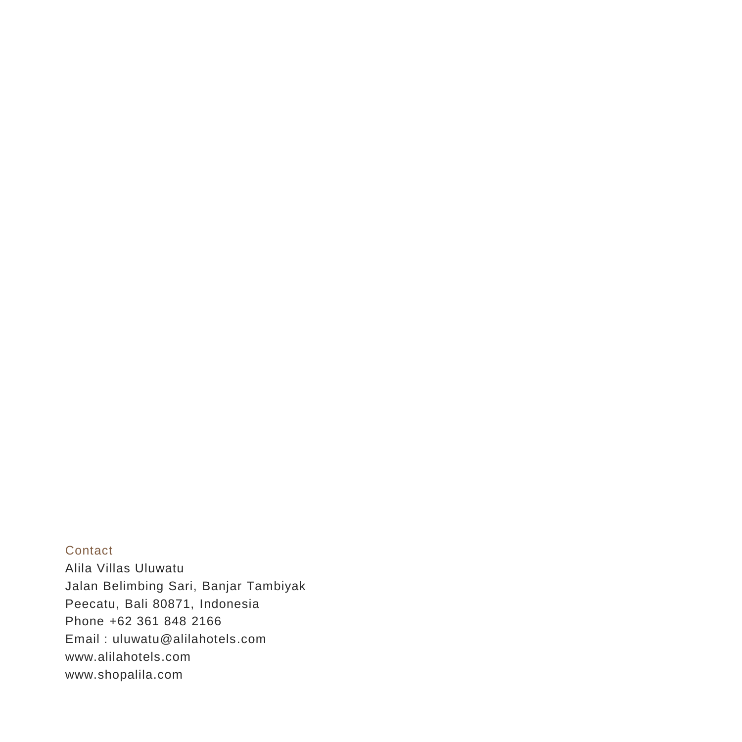Contact

Alila Villas Uluwatu
Jalan Belimbing Sari, Banjar Tambiyak
Peecatu, Bali 80871, Indonesia
Phone +62 361 848 2166
Email : uluwatu@alilahotels.com
www.alilahotels.com
www.shopalila.com